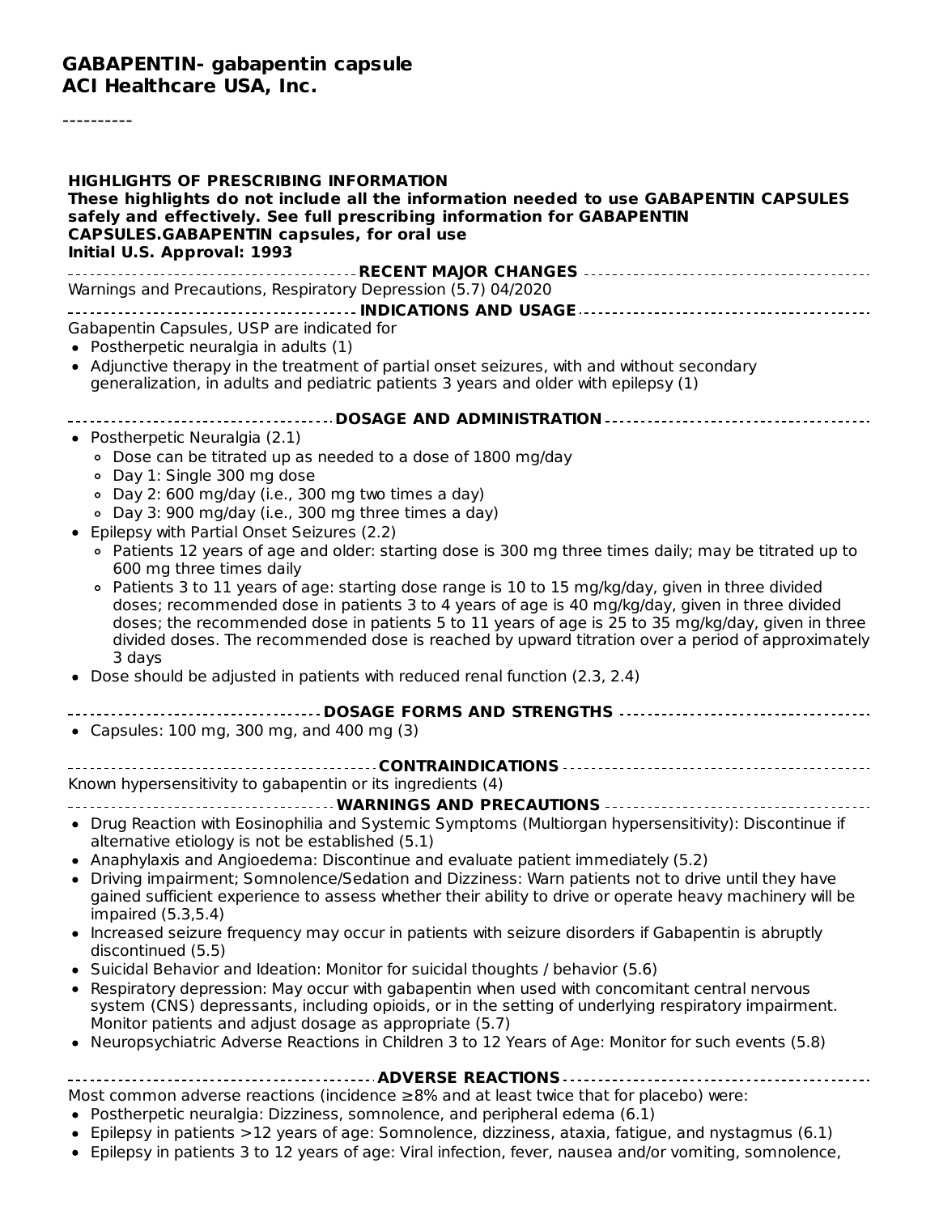# GABAPENTIN- gabapentin capsule
# ACI Healthcare USA, Inc.

----------

**HIGHLIGHTS OF PRESCRIBING INFORMATION**
**These highlights do not include all the information needed to use GABAPENTIN CAPSULES safely and effectively. See full prescribing information for GABAPENTIN CAPSULES.GABAPENTIN capsules, for oral use**
**Initial U.S. Approval: 1993**

**RECENT MAJOR CHANGES**

Warnings and Precautions, Respiratory Depression (5.7) 04/2020

**INDICATIONS AND USAGE**

Gabapentin Capsules, USP are indicated for

- Postherpetic neuralgia in adults (1)
- Adjunctive therapy in the treatment of partial onset seizures, with and without secondary generalization, in adults and pediatric patients 3 years and older with epilepsy (1)

**DOSAGE AND ADMINISTRATION**

- Postherpetic Neuralgia (2.1)
  - Dose can be titrated up as needed to a dose of 1800 mg/day
  - Day 1: Single 300 mg dose
  - Day 2: 600 mg/day (i.e., 300 mg two times a day)
  - Day 3: 900 mg/day (i.e., 300 mg three times a day)
- Epilepsy with Partial Onset Seizures (2.2)
  - Patients 12 years of age and older: starting dose is 300 mg three times daily; may be titrated up to 600 mg three times daily
  - Patients 3 to 11 years of age: starting dose range is 10 to 15 mg/kg/day, given in three divided doses; recommended dose in patients 3 to 4 years of age is 40 mg/kg/day, given in three divided doses; the recommended dose in patients 5 to 11 years of age is 25 to 35 mg/kg/day, given in three divided doses. The recommended dose is reached by upward titration over a period of approximately 3 days
- Dose should be adjusted in patients with reduced renal function (2.3, 2.4)

**DOSAGE FORMS AND STRENGTHS**

- Capsules: 100 mg, 300 mg, and 400 mg (3)

**CONTRAINDICATIONS**

Known hypersensitivity to gabapentin or its ingredients (4)

**WARNINGS AND PRECAUTIONS**

- Drug Reaction with Eosinophilia and Systemic Symptoms (Multiorgan hypersensitivity): Discontinue if alternative etiology is not be established (5.1)
- Anaphylaxis and Angioedema: Discontinue and evaluate patient immediately (5.2)
- Driving impairment; Somnolence/Sedation and Dizziness: Warn patients not to drive until they have gained sufficient experience to assess whether their ability to drive or operate heavy machinery will be impaired (5.3,5.4)
- Increased seizure frequency may occur in patients with seizure disorders if Gabapentin is abruptly discontinued (5.5)
- Suicidal Behavior and Ideation: Monitor for suicidal thoughts / behavior (5.6)
- Respiratory depression: May occur with gabapentin when used with concomitant central nervous system (CNS) depressants, including opioids, or in the setting of underlying respiratory impairment. Monitor patients and adjust dosage as appropriate (5.7)
- Neuropsychiatric Adverse Reactions in Children 3 to 12 Years of Age: Monitor for such events (5.8)

**ADVERSE REACTIONS**

Most common adverse reactions (incidence ≥8% and at least twice that for placebo) were:

- Postherpetic neuralgia: Dizziness, somnolence, and peripheral edema (6.1)
- Epilepsy in patients >12 years of age: Somnolence, dizziness, ataxia, fatigue, and nystagmus (6.1)
- Epilepsy in patients 3 to 12 years of age: Viral infection, fever, nausea and/or vomiting, somnolence,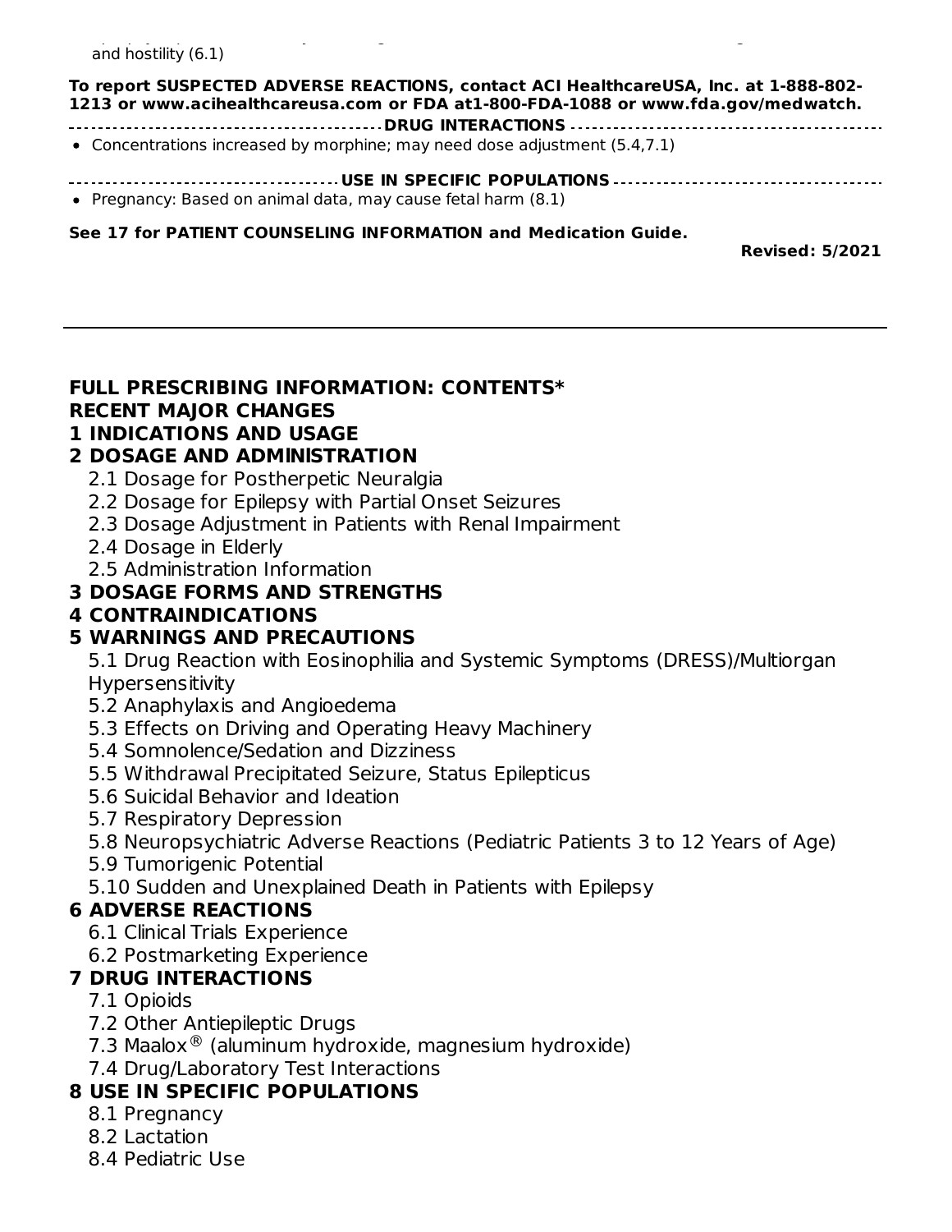and hostility (6.1)

**To report SUSPECTED ADVERSE REACTIONS, contact ACI HealthcareUSA, Inc. at 1-888-802-1213 or www.acihealthcareusa.com or FDA at1-800-FDA-1088 or www.fda.gov/medwatch.**

**DRUG INTERACTIONS**

- Concentrations increased by morphine; may need dose adjustment (5.4,7.1)

**USE IN SPECIFIC POPULATIONS**

- Pregnancy: Based on animal data, may cause fetal harm (8.1)

**See 17 for PATIENT COUNSELING INFORMATION and Medication Guide.**

**Revised: 5/2021**

---

**FULL PRESCRIBING INFORMATION: CONTENTS***

**RECENT MAJOR CHANGES**

**1 INDICATIONS AND USAGE**

**2 DOSAGE AND ADMINISTRATION**

- 2.1 Dosage for Postherpetic Neuralgia
- 2.2 Dosage for Epilepsy with Partial Onset Seizures
- 2.3 Dosage Adjustment in Patients with Renal Impairment
- 2.4 Dosage in Elderly
- 2.5 Administration Information

**3 DOSAGE FORMS AND STRENGTHS**

**4 CONTRAINDICATIONS**

**5 WARNINGS AND PRECAUTIONS**

- 5.1 Drug Reaction with Eosinophilia and Systemic Symptoms (DRESS)/Multiorgan Hypersensitivity
- 5.2 Anaphylaxis and Angioedema
- 5.3 Effects on Driving and Operating Heavy Machinery
- 5.4 Somnolence/Sedation and Dizziness
- 5.5 Withdrawal Precipitated Seizure, Status Epilepticus
- 5.6 Suicidal Behavior and Ideation
- 5.7 Respiratory Depression
- 5.8 Neuropsychiatric Adverse Reactions (Pediatric Patients 3 to 12 Years of Age)
- 5.9 Tumorigenic Potential
- 5.10 Sudden and Unexplained Death in Patients with Epilepsy

**6 ADVERSE REACTIONS**

- 6.1 Clinical Trials Experience
- 6.2 Postmarketing Experience

**7 DRUG INTERACTIONS**

- 7.1 Opioids
- 7.2 Other Antiepileptic Drugs
- 7.3 Maalox® (aluminum hydroxide, magnesium hydroxide)
- 7.4 Drug/Laboratory Test Interactions

**8 USE IN SPECIFIC POPULATIONS**

- 8.1 Pregnancy
- 8.2 Lactation
- 8.4 Pediatric Use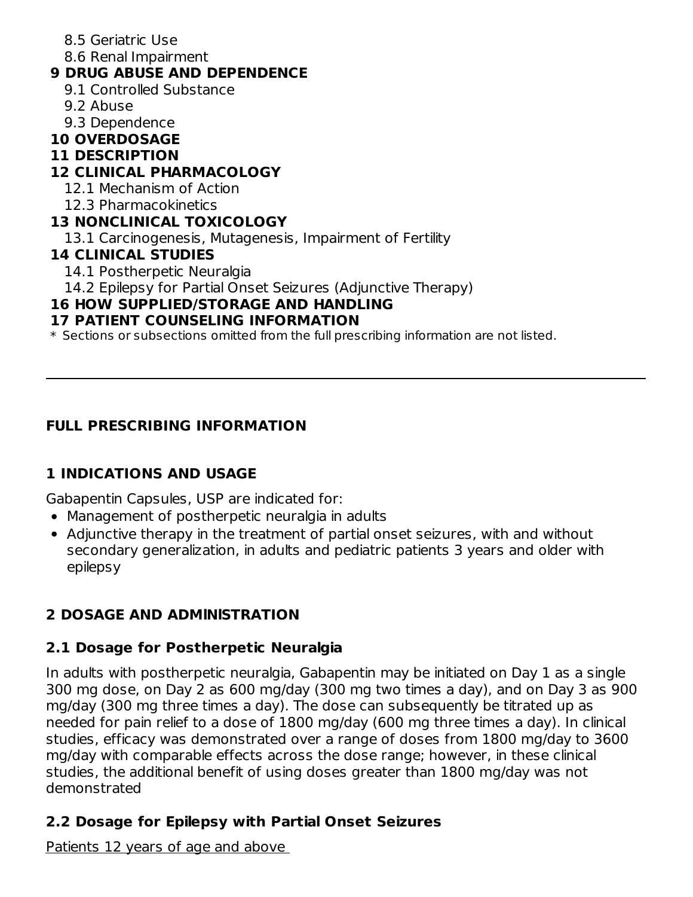8.5 Geriatric Use
8.6 Renal Impairment

**9 DRUG ABUSE AND DEPENDENCE**

9.1 Controlled Substance
9.2 Abuse
9.3 Dependence

**10 OVERDOSAGE**

**11 DESCRIPTION**

**12 CLINICAL PHARMACOLOGY**

12.1 Mechanism of Action
12.3 Pharmacokinetics

**13 NONCLINICAL TOXICOLOGY**

13.1 Carcinogenesis, Mutagenesis, Impairment of Fertility

**14 CLINICAL STUDIES**

14.1 Postherpetic Neuralgia
14.2 Epilepsy for Partial Onset Seizures (Adjunctive Therapy)

**16 HOW SUPPLIED/STORAGE AND HANDLING**

**17 PATIENT COUNSELING INFORMATION**

* Sections or subsections omitted from the full prescribing information are not listed.

---

## FULL PRESCRIBING INFORMATION

## 1 INDICATIONS AND USAGE

Gabapentin Capsules, USP are indicated for:

- Management of postherpetic neuralgia in adults
- Adjunctive therapy in the treatment of partial onset seizures, with and without secondary generalization, in adults and pediatric patients 3 years and older with epilepsy

## 2 DOSAGE AND ADMINISTRATION

### 2.1 Dosage for Postherpetic Neuralgia

In adults with postherpetic neuralgia, Gabapentin may be initiated on Day 1 as a single 300 mg dose, on Day 2 as 600 mg/day (300 mg two times a day), and on Day 3 as 900 mg/day (300 mg three times a day). The dose can subsequently be titrated up as needed for pain relief to a dose of 1800 mg/day (600 mg three times a day). In clinical studies, efficacy was demonstrated over a range of doses from 1800 mg/day to 3600 mg/day with comparable effects across the dose range; however, in these clinical studies, the additional benefit of using doses greater than 1800 mg/day was not demonstrated

### 2.2 Dosage for Epilepsy with Partial Onset Seizures

<u>Patients 12 years of age and above</u>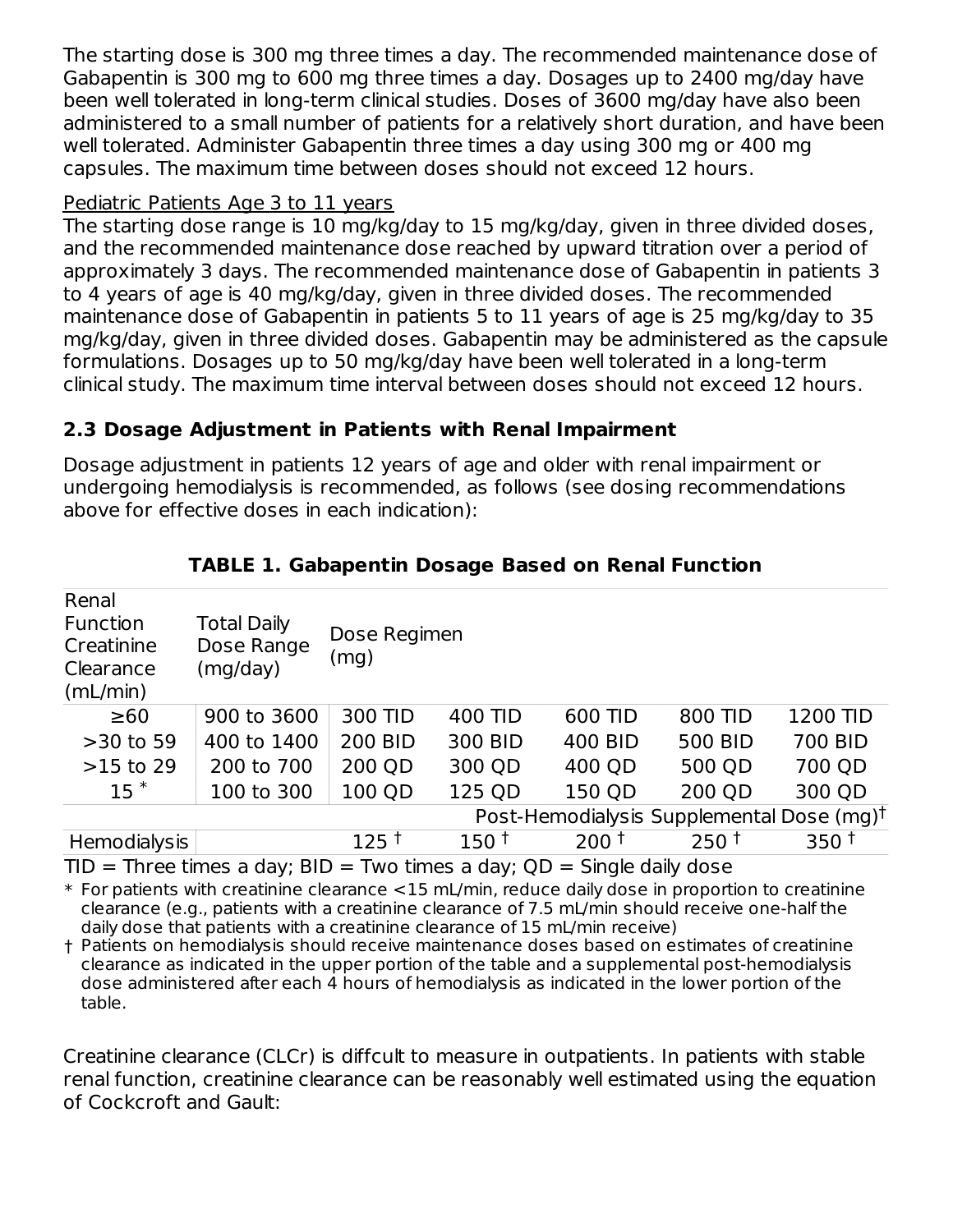The starting dose is 300 mg three times a day. The recommended maintenance dose of Gabapentin is 300 mg to 600 mg three times a day. Dosages up to 2400 mg/day have been well tolerated in long-term clinical studies. Doses of 3600 mg/day have also been administered to a small number of patients for a relatively short duration, and have been well tolerated. Administer Gabapentin three times a day using 300 mg or 400 mg capsules. The maximum time between doses should not exceed 12 hours.

Pediatric Patients Age 3 to 11 years

The starting dose range is 10 mg/kg/day to 15 mg/kg/day, given in three divided doses, and the recommended maintenance dose reached by upward titration over a period of approximately 3 days. The recommended maintenance dose of Gabapentin in patients 3 to 4 years of age is 40 mg/kg/day, given in three divided doses. The recommended maintenance dose of Gabapentin in patients 5 to 11 years of age is 25 mg/kg/day to 35 mg/kg/day, given in three divided doses. Gabapentin may be administered as the capsule formulations. Dosages up to 50 mg/kg/day have been well tolerated in a long-term clinical study. The maximum time interval between doses should not exceed 12 hours.

### 2.3 Dosage Adjustment in Patients with Renal Impairment

Dosage adjustment in patients 12 years of age and older with renal impairment or undergoing hemodialysis is recommended, as follows (see dosing recommendations above for effective doses in each indication):

**TABLE 1. Gabapentin Dosage Based on Renal Function**

| Renal Function Creatinine Clearance (mL/min) | Total Daily Dose Range (mg/day) | Dose Regimen (mg) | | | | |
|---|---|---|---|---|---|---|
| ≥60 | 900 to 3600 | 300 TID | 400 TID | 600 TID | 800 TID | 1200 TID |
| >30 to 59 | 400 to 1400 | 200 BID | 300 BID | 400 BID | 500 BID | 700 BID |
| >15 to 29 | 200 to 700 | 200 QD | 300 QD | 400 QD | 500 QD | 700 QD |
| 15 * | 100 to 300 | 100 QD | 125 QD | 150 QD | 200 QD | 300 QD |
| | | Post-Hemodialysis Supplemental Dose (mg)† | | | | |
| Hemodialysis | | 125 † | 150 † | 200 † | 250 † | 350 † |

TID = Three times a day; BID = Two times a day; QD = Single daily dose

\* For patients with creatinine clearance <15 mL/min, reduce daily dose in proportion to creatinine clearance (e.g., patients with a creatinine clearance of 7.5 mL/min should receive one-half the daily dose that patients with a creatinine clearance of 15 mL/min receive)

† Patients on hemodialysis should receive maintenance doses based on estimates of creatinine clearance as indicated in the upper portion of the table and a supplemental post-hemodialysis dose administered after each 4 hours of hemodialysis as indicated in the lower portion of the table.

Creatinine clearance (CLCr) is diffcult to measure in outpatients. In patients with stable renal function, creatinine clearance can be reasonably well estimated using the equation of Cockcroft and Gault: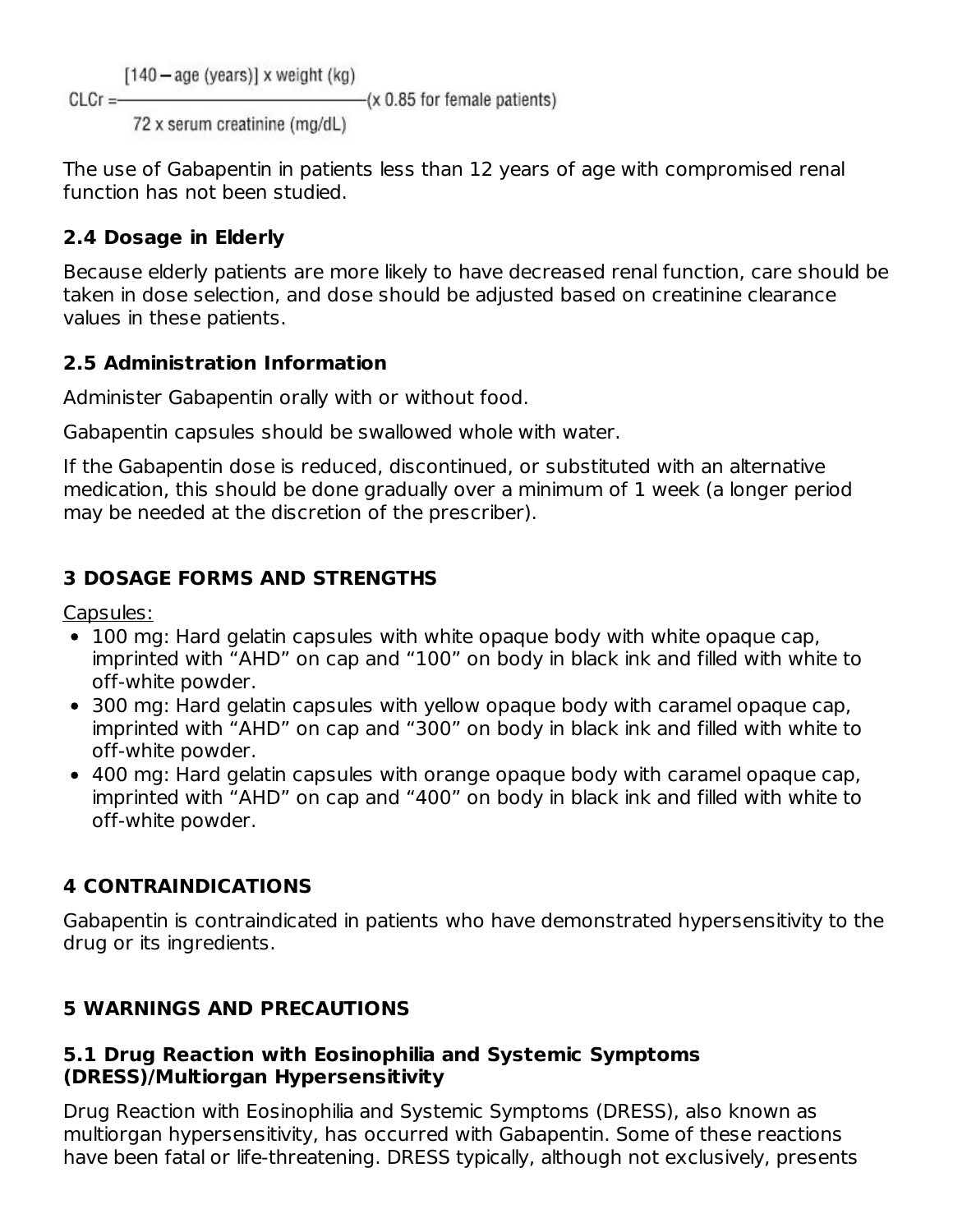$$CLCr = \frac{[140 - \text{age (years)}] \times \text{weight (kg)}}{72 \times \text{serum creatinine (mg/dL)}} (\times 0.85 \text{ for female patients})$$

The use of Gabapentin in patients less than 12 years of age with compromised renal function has not been studied.

### 2.4 Dosage in Elderly

Because elderly patients are more likely to have decreased renal function, care should be taken in dose selection, and dose should be adjusted based on creatinine clearance values in these patients.

### 2.5 Administration Information

Administer Gabapentin orally with or without food.

Gabapentin capsules should be swallowed whole with water.

If the Gabapentin dose is reduced, discontinued, or substituted with an alternative medication, this should be done gradually over a minimum of 1 week (a longer period may be needed at the discretion of the prescriber).

## 3 DOSAGE FORMS AND STRENGTHS

Capsules:

- 100 mg: Hard gelatin capsules with white opaque body with white opaque cap, imprinted with "AHD" on cap and "100" on body in black ink and filled with white to off-white powder.
- 300 mg: Hard gelatin capsules with yellow opaque body with caramel opaque cap, imprinted with "AHD" on cap and "300" on body in black ink and filled with white to off-white powder.
- 400 mg: Hard gelatin capsules with orange opaque body with caramel opaque cap, imprinted with "AHD" on cap and "400" on body in black ink and filled with white to off-white powder.

## 4 CONTRAINDICATIONS

Gabapentin is contraindicated in patients who have demonstrated hypersensitivity to the drug or its ingredients.

## 5 WARNINGS AND PRECAUTIONS

### 5.1 Drug Reaction with Eosinophilia and Systemic Symptoms (DRESS)/Multiorgan Hypersensitivity

Drug Reaction with Eosinophilia and Systemic Symptoms (DRESS), also known as multiorgan hypersensitivity, has occurred with Gabapentin. Some of these reactions have been fatal or life-threatening. DRESS typically, although not exclusively, presents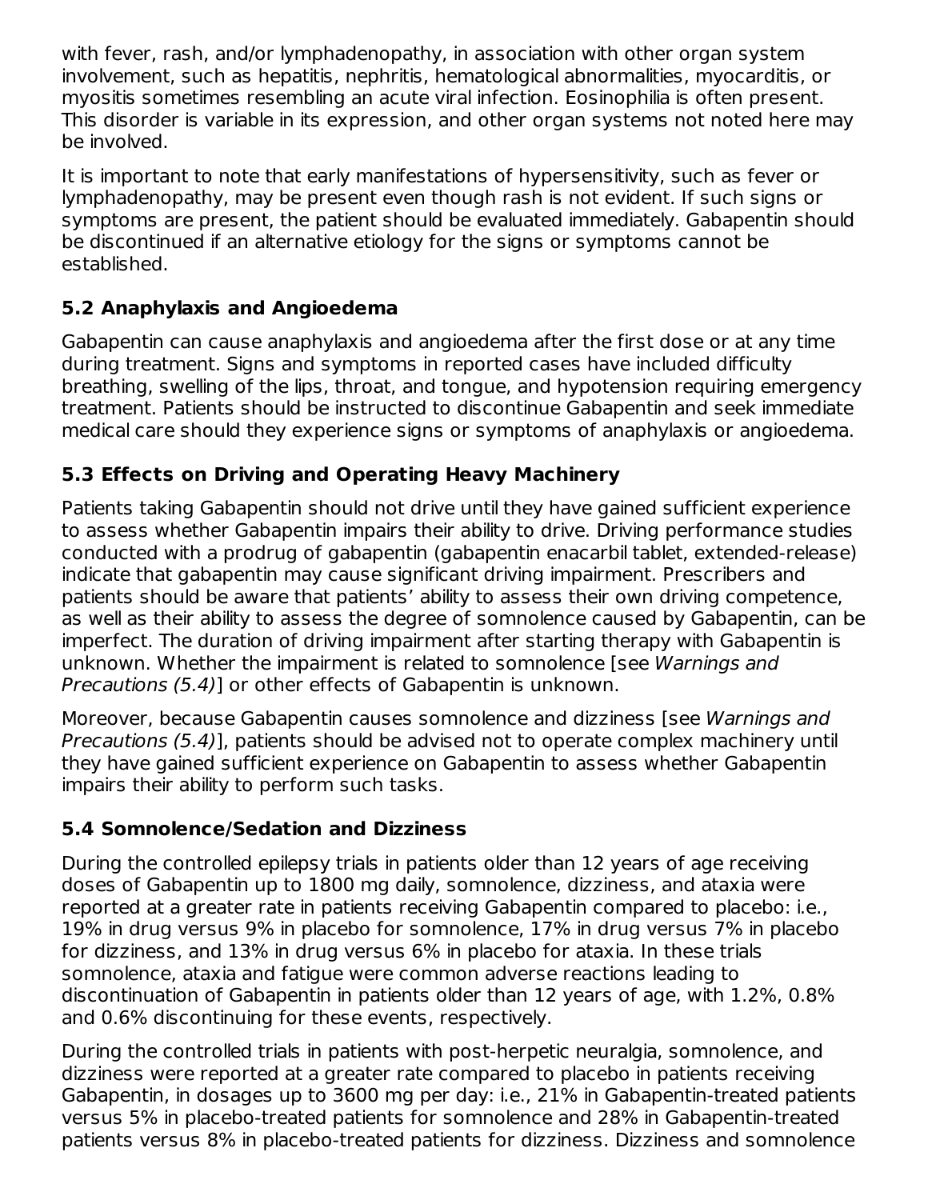with fever, rash, and/or lymphadenopathy, in association with other organ system involvement, such as hepatitis, nephritis, hematological abnormalities, myocarditis, or myositis sometimes resembling an acute viral infection. Eosinophilia is often present. This disorder is variable in its expression, and other organ systems not noted here may be involved.

It is important to note that early manifestations of hypersensitivity, such as fever or lymphadenopathy, may be present even though rash is not evident. If such signs or symptoms are present, the patient should be evaluated immediately. Gabapentin should be discontinued if an alternative etiology for the signs or symptoms cannot be established.

### 5.2 Anaphylaxis and Angioedema

Gabapentin can cause anaphylaxis and angioedema after the first dose or at any time during treatment. Signs and symptoms in reported cases have included difficulty breathing, swelling of the lips, throat, and tongue, and hypotension requiring emergency treatment. Patients should be instructed to discontinue Gabapentin and seek immediate medical care should they experience signs or symptoms of anaphylaxis or angioedema.

### 5.3 Effects on Driving and Operating Heavy Machinery

Patients taking Gabapentin should not drive until they have gained sufficient experience to assess whether Gabapentin impairs their ability to drive. Driving performance studies conducted with a prodrug of gabapentin (gabapentin enacarbil tablet, extended-release) indicate that gabapentin may cause significant driving impairment. Prescribers and patients should be aware that patients' ability to assess their own driving competence, as well as their ability to assess the degree of somnolence caused by Gabapentin, can be imperfect. The duration of driving impairment after starting therapy with Gabapentin is unknown. Whether the impairment is related to somnolence [see *Warnings and Precautions (5.4)*] or other effects of Gabapentin is unknown.

Moreover, because Gabapentin causes somnolence and dizziness [see *Warnings and Precautions (5.4)*], patients should be advised not to operate complex machinery until they have gained sufficient experience on Gabapentin to assess whether Gabapentin impairs their ability to perform such tasks.

### 5.4 Somnolence/Sedation and Dizziness

During the controlled epilepsy trials in patients older than 12 years of age receiving doses of Gabapentin up to 1800 mg daily, somnolence, dizziness, and ataxia were reported at a greater rate in patients receiving Gabapentin compared to placebo: i.e., 19% in drug versus 9% in placebo for somnolence, 17% in drug versus 7% in placebo for dizziness, and 13% in drug versus 6% in placebo for ataxia. In these trials somnolence, ataxia and fatigue were common adverse reactions leading to discontinuation of Gabapentin in patients older than 12 years of age, with 1.2%, 0.8% and 0.6% discontinuing for these events, respectively.

During the controlled trials in patients with post-herpetic neuralgia, somnolence, and dizziness were reported at a greater rate compared to placebo in patients receiving Gabapentin, in dosages up to 3600 mg per day: i.e., 21% in Gabapentin-treated patients versus 5% in placebo-treated patients for somnolence and 28% in Gabapentin-treated patients versus 8% in placebo-treated patients for dizziness. Dizziness and somnolence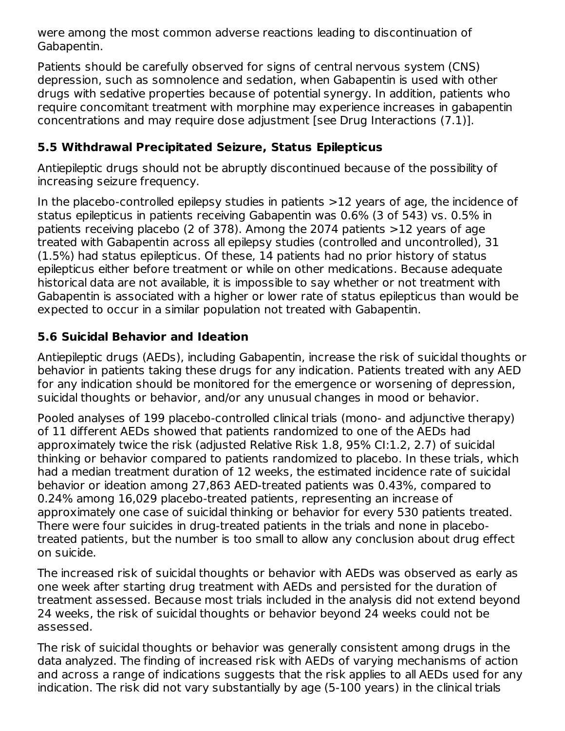were among the most common adverse reactions leading to discontinuation of Gabapentin.

Patients should be carefully observed for signs of central nervous system (CNS) depression, such as somnolence and sedation, when Gabapentin is used with other drugs with sedative properties because of potential synergy. In addition, patients who require concomitant treatment with morphine may experience increases in gabapentin concentrations and may require dose adjustment [see Drug Interactions (7.1)].

### 5.5 Withdrawal Precipitated Seizure, Status Epilepticus

Antiepileptic drugs should not be abruptly discontinued because of the possibility of increasing seizure frequency.

In the placebo-controlled epilepsy studies in patients >12 years of age, the incidence of status epilepticus in patients receiving Gabapentin was 0.6% (3 of 543) vs. 0.5% in patients receiving placebo (2 of 378). Among the 2074 patients >12 years of age treated with Gabapentin across all epilepsy studies (controlled and uncontrolled), 31 (1.5%) had status epilepticus. Of these, 14 patients had no prior history of status epilepticus either before treatment or while on other medications. Because adequate historical data are not available, it is impossible to say whether or not treatment with Gabapentin is associated with a higher or lower rate of status epilepticus than would be expected to occur in a similar population not treated with Gabapentin.

### 5.6 Suicidal Behavior and Ideation

Antiepileptic drugs (AEDs), including Gabapentin, increase the risk of suicidal thoughts or behavior in patients taking these drugs for any indication. Patients treated with any AED for any indication should be monitored for the emergence or worsening of depression, suicidal thoughts or behavior, and/or any unusual changes in mood or behavior.

Pooled analyses of 199 placebo-controlled clinical trials (mono- and adjunctive therapy) of 11 different AEDs showed that patients randomized to one of the AEDs had approximately twice the risk (adjusted Relative Risk 1.8, 95% CI:1.2, 2.7) of suicidal thinking or behavior compared to patients randomized to placebo. In these trials, which had a median treatment duration of 12 weeks, the estimated incidence rate of suicidal behavior or ideation among 27,863 AED-treated patients was 0.43%, compared to 0.24% among 16,029 placebo-treated patients, representing an increase of approximately one case of suicidal thinking or behavior for every 530 patients treated. There were four suicides in drug-treated patients in the trials and none in placebo-treated patients, but the number is too small to allow any conclusion about drug effect on suicide.

The increased risk of suicidal thoughts or behavior with AEDs was observed as early as one week after starting drug treatment with AEDs and persisted for the duration of treatment assessed. Because most trials included in the analysis did not extend beyond 24 weeks, the risk of suicidal thoughts or behavior beyond 24 weeks could not be assessed.

The risk of suicidal thoughts or behavior was generally consistent among drugs in the data analyzed. The finding of increased risk with AEDs of varying mechanisms of action and across a range of indications suggests that the risk applies to all AEDs used for any indication. The risk did not vary substantially by age (5-100 years) in the clinical trials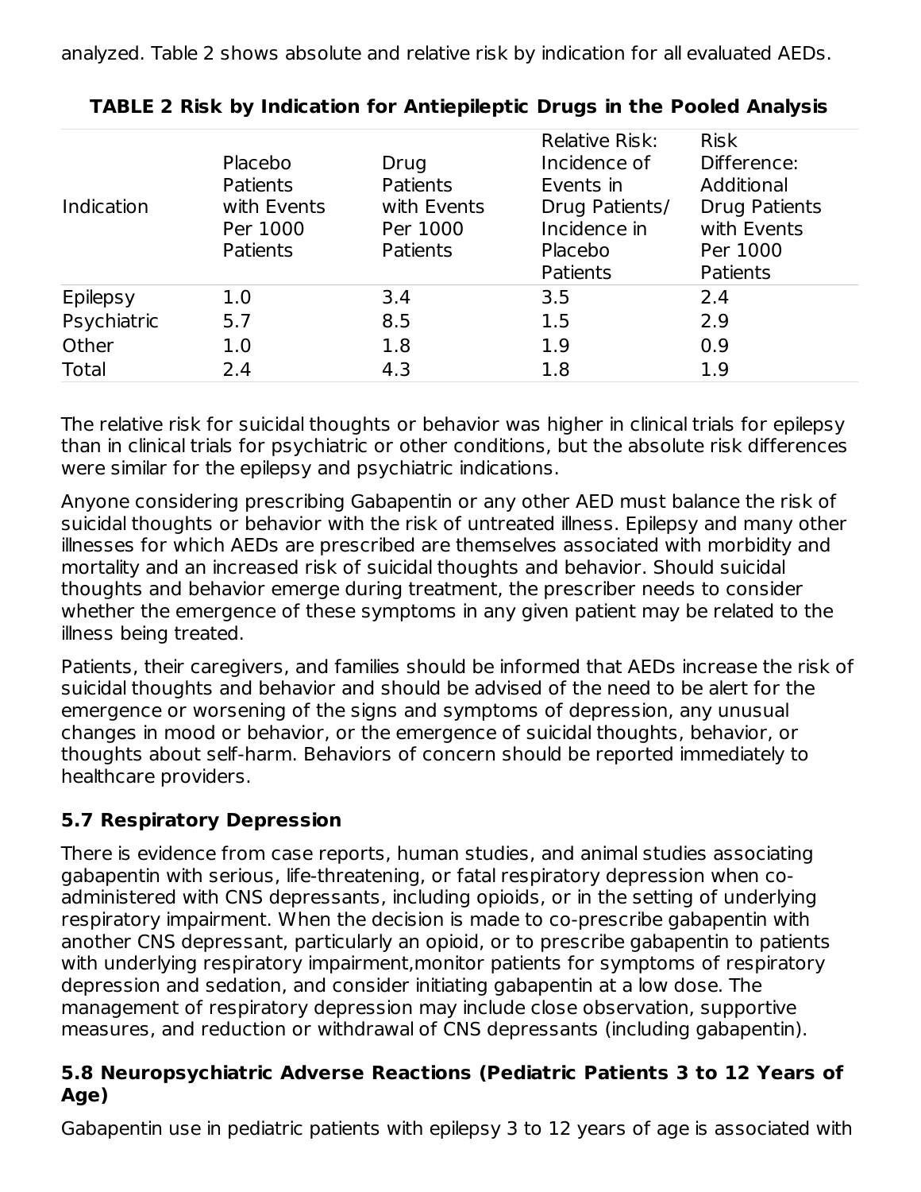analyzed. Table 2 shows absolute and relative risk by indication for all evaluated AEDs.

**TABLE 2 Risk by Indication for Antiepileptic Drugs in the Pooled Analysis**

| Indication | Placebo Patients with Events Per 1000 Patients | Drug Patients with Events Per 1000 Patients | Relative Risk: Incidence of Events in Drug Patients/ Incidence in Placebo Patients | Risk Difference: Additional Drug Patients with Events Per 1000 Patients |
|---|---|---|---|---|
| Epilepsy | 1.0 | 3.4 | 3.5 | 2.4 |
| Psychiatric | 5.7 | 8.5 | 1.5 | 2.9 |
| Other | 1.0 | 1.8 | 1.9 | 0.9 |
| Total | 2.4 | 4.3 | 1.8 | 1.9 |

The relative risk for suicidal thoughts or behavior was higher in clinical trials for epilepsy than in clinical trials for psychiatric or other conditions, but the absolute risk differences were similar for the epilepsy and psychiatric indications.

Anyone considering prescribing Gabapentin or any other AED must balance the risk of suicidal thoughts or behavior with the risk of untreated illness. Epilepsy and many other illnesses for which AEDs are prescribed are themselves associated with morbidity and mortality and an increased risk of suicidal thoughts and behavior. Should suicidal thoughts and behavior emerge during treatment, the prescriber needs to consider whether the emergence of these symptoms in any given patient may be related to the illness being treated.

Patients, their caregivers, and families should be informed that AEDs increase the risk of suicidal thoughts and behavior and should be advised of the need to be alert for the emergence or worsening of the signs and symptoms of depression, any unusual changes in mood or behavior, or the emergence of suicidal thoughts, behavior, or thoughts about self-harm. Behaviors of concern should be reported immediately to healthcare providers.

### 5.7 Respiratory Depression

There is evidence from case reports, human studies, and animal studies associating gabapentin with serious, life-threatening, or fatal respiratory depression when co-administered with CNS depressants, including opioids, or in the setting of underlying respiratory impairment. When the decision is made to co-prescribe gabapentin with another CNS depressant, particularly an opioid, or to prescribe gabapentin to patients with underlying respiratory impairment,monitor patients for symptoms of respiratory depression and sedation, and consider initiating gabapentin at a low dose. The management of respiratory depression may include close observation, supportive measures, and reduction or withdrawal of CNS depressants (including gabapentin).

### 5.8 Neuropsychiatric Adverse Reactions (Pediatric Patients 3 to 12 Years of Age)

Gabapentin use in pediatric patients with epilepsy 3 to 12 years of age is associated with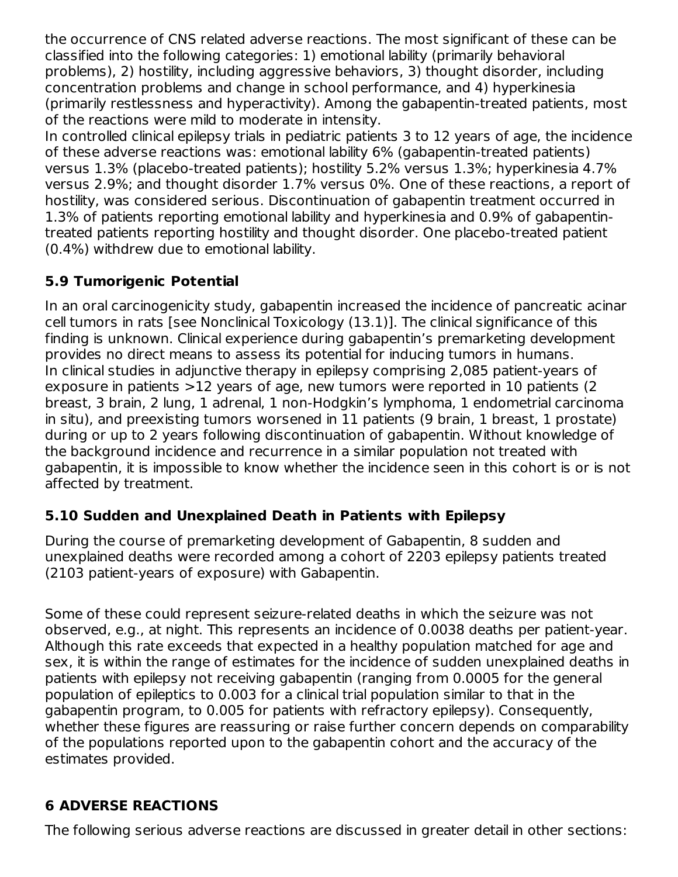the occurrence of CNS related adverse reactions. The most significant of these can be classified into the following categories: 1) emotional lability (primarily behavioral problems), 2) hostility, including aggressive behaviors, 3) thought disorder, including concentration problems and change in school performance, and 4) hyperkinesia (primarily restlessness and hyperactivity). Among the gabapentin-treated patients, most of the reactions were mild to moderate in intensity.

In controlled clinical epilepsy trials in pediatric patients 3 to 12 years of age, the incidence of these adverse reactions was: emotional lability 6% (gabapentin-treated patients) versus 1.3% (placebo-treated patients); hostility 5.2% versus 1.3%; hyperkinesia 4.7% versus 2.9%; and thought disorder 1.7% versus 0%. One of these reactions, a report of hostility, was considered serious. Discontinuation of gabapentin treatment occurred in 1.3% of patients reporting emotional lability and hyperkinesia and 0.9% of gabapentin-treated patients reporting hostility and thought disorder. One placebo-treated patient (0.4%) withdrew due to emotional lability.

### 5.9 Tumorigenic Potential

In an oral carcinogenicity study, gabapentin increased the incidence of pancreatic acinar cell tumors in rats [see Nonclinical Toxicology (13.1)]. The clinical significance of this finding is unknown. Clinical experience during gabapentin's premarketing development provides no direct means to assess its potential for inducing tumors in humans.

In clinical studies in adjunctive therapy in epilepsy comprising 2,085 patient-years of exposure in patients >12 years of age, new tumors were reported in 10 patients (2 breast, 3 brain, 2 lung, 1 adrenal, 1 non-Hodgkin's lymphoma, 1 endometrial carcinoma in situ), and preexisting tumors worsened in 11 patients (9 brain, 1 breast, 1 prostate) during or up to 2 years following discontinuation of gabapentin. Without knowledge of the background incidence and recurrence in a similar population not treated with gabapentin, it is impossible to know whether the incidence seen in this cohort is or is not affected by treatment.

### 5.10 Sudden and Unexplained Death in Patients with Epilepsy

During the course of premarketing development of Gabapentin, 8 sudden and unexplained deaths were recorded among a cohort of 2203 epilepsy patients treated (2103 patient-years of exposure) with Gabapentin.

Some of these could represent seizure-related deaths in which the seizure was not observed, e.g., at night. This represents an incidence of 0.0038 deaths per patient-year. Although this rate exceeds that expected in a healthy population matched for age and sex, it is within the range of estimates for the incidence of sudden unexplained deaths in patients with epilepsy not receiving gabapentin (ranging from 0.0005 for the general population of epileptics to 0.003 for a clinical trial population similar to that in the gabapentin program, to 0.005 for patients with refractory epilepsy). Consequently, whether these figures are reassuring or raise further concern depends on comparability of the populations reported upon to the gabapentin cohort and the accuracy of the estimates provided.

## 6 ADVERSE REACTIONS

The following serious adverse reactions are discussed in greater detail in other sections: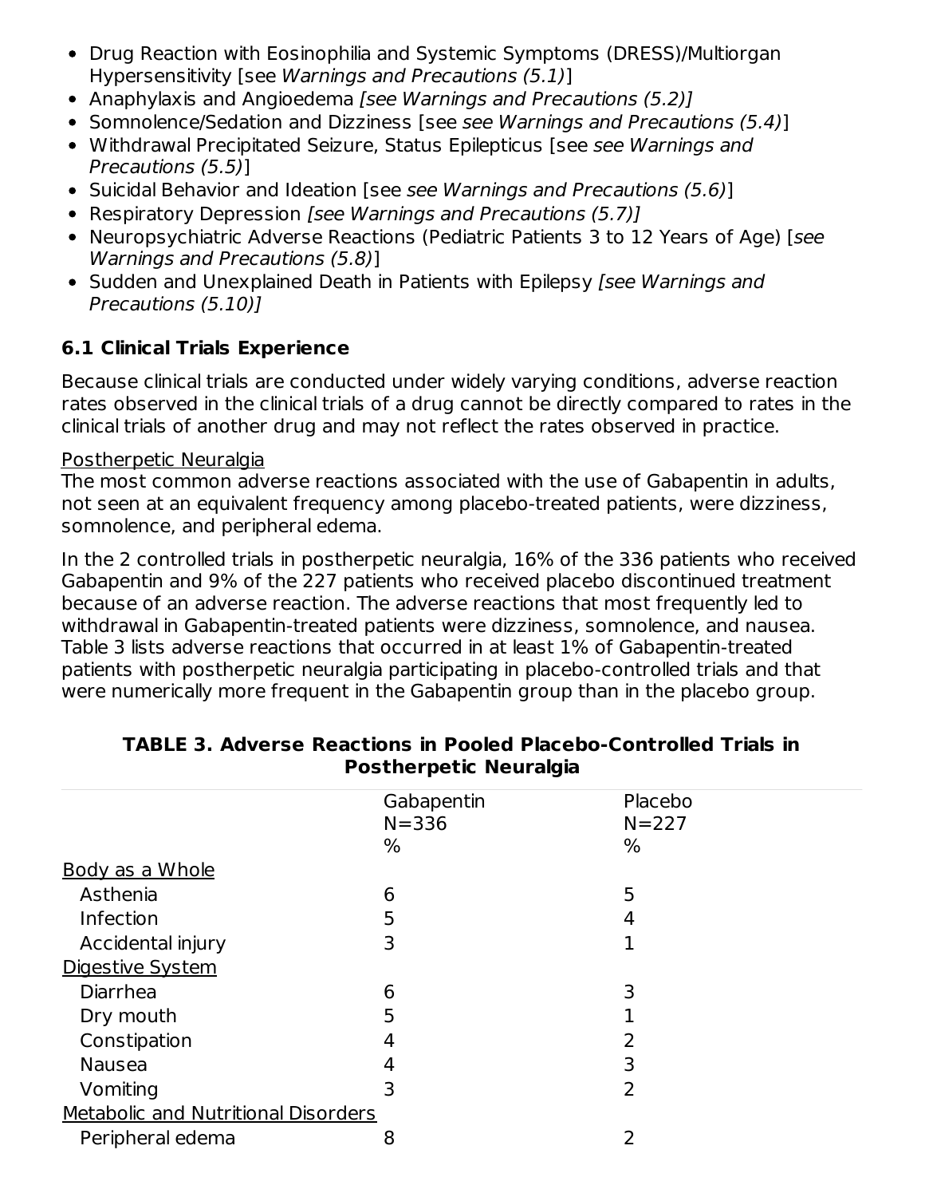- Drug Reaction with Eosinophilia and Systemic Symptoms (DRESS)/Multiorgan Hypersensitivity [see *Warnings and Precautions (5.1)*]
- Anaphylaxis and Angioedema *[see Warnings and Precautions (5.2)]*
- Somnolence/Sedation and Dizziness [see *see Warnings and Precautions (5.4)*]
- Withdrawal Precipitated Seizure, Status Epilepticus [see *see Warnings and Precautions (5.5)*]
- Suicidal Behavior and Ideation [see *see Warnings and Precautions (5.6)*]
- Respiratory Depression *[see Warnings and Precautions (5.7)]*
- Neuropsychiatric Adverse Reactions (Pediatric Patients 3 to 12 Years of Age) [*see Warnings and Precautions (5.8)*]
- Sudden and Unexplained Death in Patients with Epilepsy *[see Warnings and Precautions (5.10)]*

### 6.1 Clinical Trials Experience

Because clinical trials are conducted under widely varying conditions, adverse reaction rates observed in the clinical trials of a drug cannot be directly compared to rates in the clinical trials of another drug and may not reflect the rates observed in practice.

Postherpetic Neuralgia

The most common adverse reactions associated with the use of Gabapentin in adults, not seen at an equivalent frequency among placebo-treated patients, were dizziness, somnolence, and peripheral edema.

In the 2 controlled trials in postherpetic neuralgia, 16% of the 336 patients who received Gabapentin and 9% of the 227 patients who received placebo discontinued treatment because of an adverse reaction. The adverse reactions that most frequently led to withdrawal in Gabapentin-treated patients were dizziness, somnolence, and nausea. Table 3 lists adverse reactions that occurred in at least 1% of Gabapentin-treated patients with postherpetic neuralgia participating in placebo-controlled trials and that were numerically more frequent in the Gabapentin group than in the placebo group.

**TABLE 3. Adverse Reactions in Pooled Placebo-Controlled Trials in Postherpetic Neuralgia**

| | Gabapentin N=336 % | Placebo N=227 % |
|---|---|---|
| Body as a Whole | | |
| Asthenia | 6 | 5 |
| Infection | 5 | 4 |
| Accidental injury | 3 | 1 |
| Digestive System | | |
| Diarrhea | 6 | 3 |
| Dry mouth | 5 | 1 |
| Constipation | 4 | 2 |
| Nausea | 4 | 3 |
| Vomiting | 3 | 2 |
| Metabolic and Nutritional Disorders | | |
| Peripheral edema | 8 | 2 |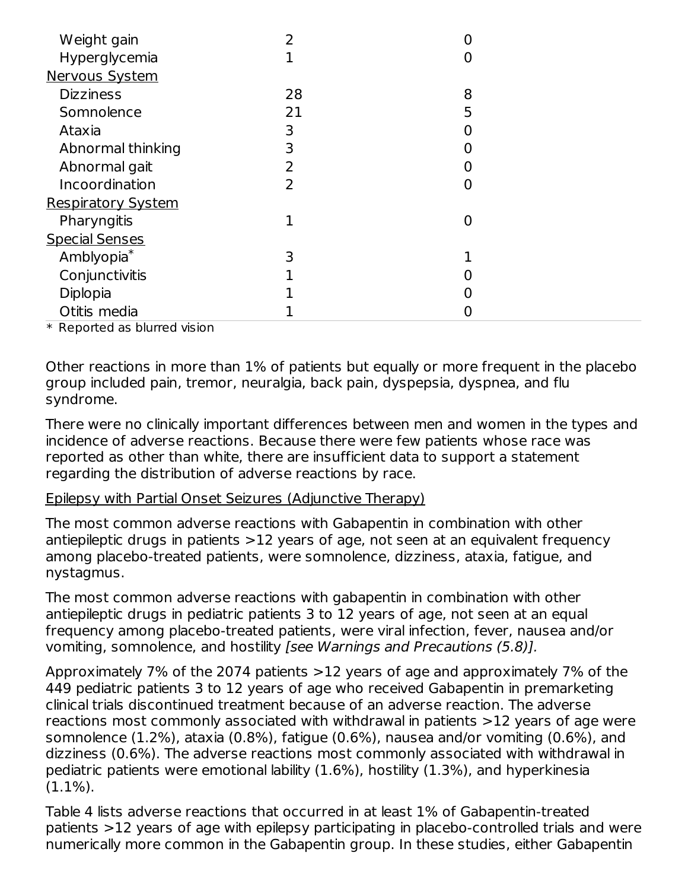| | | |
|---|---|---|
| Weight gain | 2 | 0 |
| Hyperglycemia | 1 | 0 |
| Nervous System | | |
| Dizziness | 28 | 8 |
| Somnolence | 21 | 5 |
| Ataxia | 3 | 0 |
| Abnormal thinking | 3 | 0 |
| Abnormal gait | 2 | 0 |
| Incoordination | 2 | 0 |
| Respiratory System | | |
| Pharyngitis | 1 | 0 |
| Special Senses | | |
| Amblyopia* | 3 | 1 |
| Conjunctivitis | 1 | 0 |
| Diplopia | 1 | 0 |
| Otitis media | 1 | 0 |

* Reported as blurred vision

Other reactions in more than 1% of patients but equally or more frequent in the placebo group included pain, tremor, neuralgia, back pain, dyspepsia, dyspnea, and flu syndrome.

There were no clinically important differences between men and women in the types and incidence of adverse reactions. Because there were few patients whose race was reported as other than white, there are insufficient data to support a statement regarding the distribution of adverse reactions by race.

Epilepsy with Partial Onset Seizures (Adjunctive Therapy)

The most common adverse reactions with Gabapentin in combination with other antiepileptic drugs in patients >12 years of age, not seen at an equivalent frequency among placebo-treated patients, were somnolence, dizziness, ataxia, fatigue, and nystagmus.

The most common adverse reactions with gabapentin in combination with other antiepileptic drugs in pediatric patients 3 to 12 years of age, not seen at an equal frequency among placebo-treated patients, were viral infection, fever, nausea and/or vomiting, somnolence, and hostility *[see Warnings and Precautions (5.8)]*.

Approximately 7% of the 2074 patients >12 years of age and approximately 7% of the 449 pediatric patients 3 to 12 years of age who received Gabapentin in premarketing clinical trials discontinued treatment because of an adverse reaction. The adverse reactions most commonly associated with withdrawal in patients >12 years of age were somnolence (1.2%), ataxia (0.8%), fatigue (0.6%), nausea and/or vomiting (0.6%), and dizziness (0.6%). The adverse reactions most commonly associated with withdrawal in pediatric patients were emotional lability (1.6%), hostility (1.3%), and hyperkinesia (1.1%).

Table 4 lists adverse reactions that occurred in at least 1% of Gabapentin-treated patients >12 years of age with epilepsy participating in placebo-controlled trials and were numerically more common in the Gabapentin group. In these studies, either Gabapentin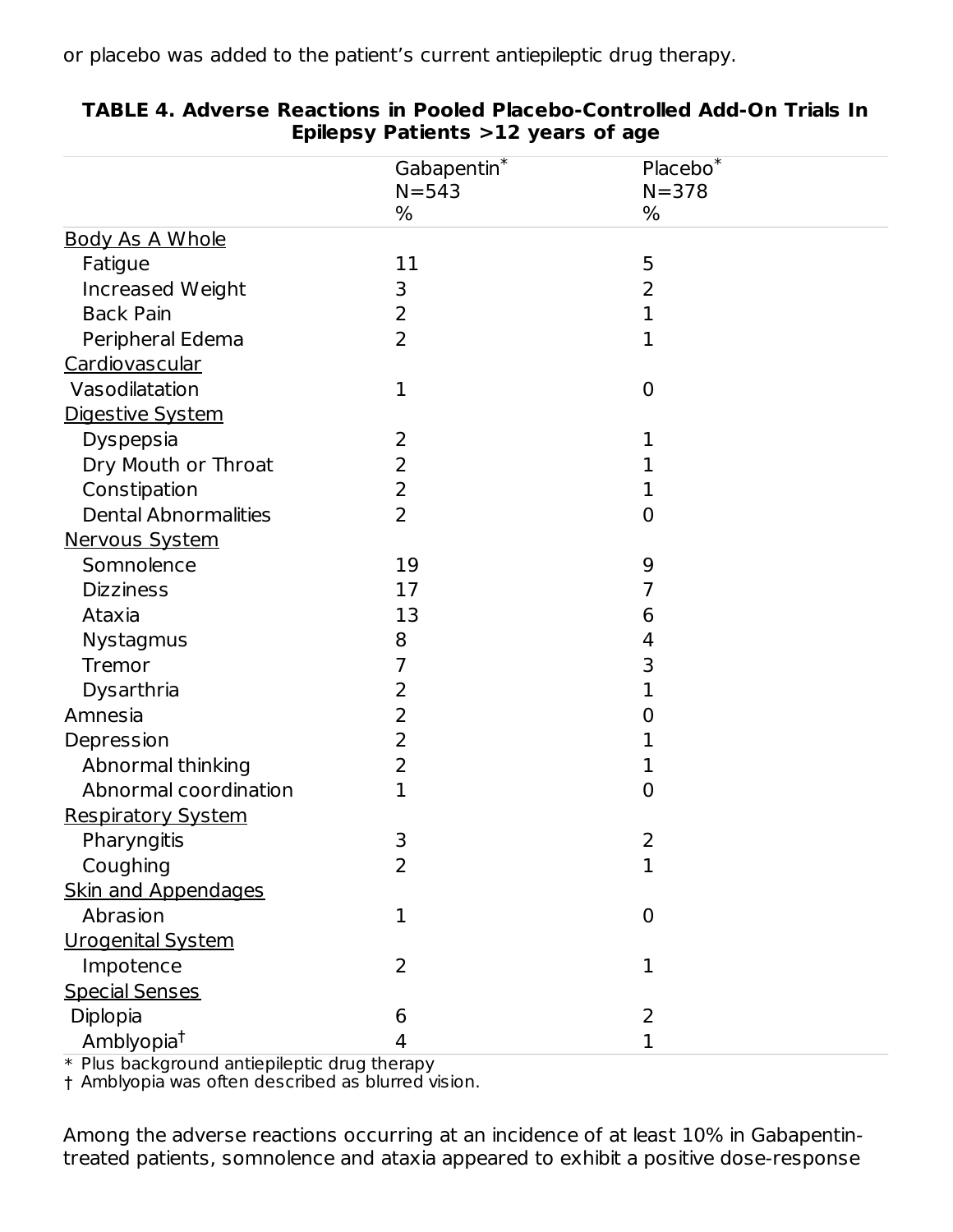or placebo was added to the patient's current antiepileptic drug therapy.

**TABLE 4. Adverse Reactions in Pooled Placebo-Controlled Add-On Trials In Epilepsy Patients >12 years of age**

| | Gabapentin* N=543 % | Placebo* N=378 % |
|---|---|---|
| Body As A Whole | | |
| Fatigue | 11 | 5 |
| Increased Weight | 3 | 2 |
| Back Pain | 2 | 1 |
| Peripheral Edema | 2 | 1 |
| Cardiovascular | | |
| Vasodilatation | 1 | 0 |
| Digestive System | | |
| Dyspepsia | 2 | 1 |
| Dry Mouth or Throat | 2 | 1 |
| Constipation | 2 | 1 |
| Dental Abnormalities | 2 | 0 |
| Nervous System | | |
| Somnolence | 19 | 9 |
| Dizziness | 17 | 7 |
| Ataxia | 13 | 6 |
| Nystagmus | 8 | 4 |
| Tremor | 7 | 3 |
| Dysarthria | 2 | 1 |
| Amnesia | 2 | 0 |
| Depression | 2 | 1 |
| Abnormal thinking | 2 | 1 |
| Abnormal coordination | 1 | 0 |
| Respiratory System | | |
| Pharyngitis | 3 | 2 |
| Coughing | 2 | 1 |
| Skin and Appendages | | |
| Abrasion | 1 | 0 |
| Urogenital System | | |
| Impotence | 2 | 1 |
| Special Senses | | |
| Diplopia | 6 | 2 |
| Amblyopia† | 4 | 1 |

\* Plus background antiepileptic drug therapy
† Amblyopia was often described as blurred vision.

Among the adverse reactions occurring at an incidence of at least 10% in Gabapentin-treated patients, somnolence and ataxia appeared to exhibit a positive dose-response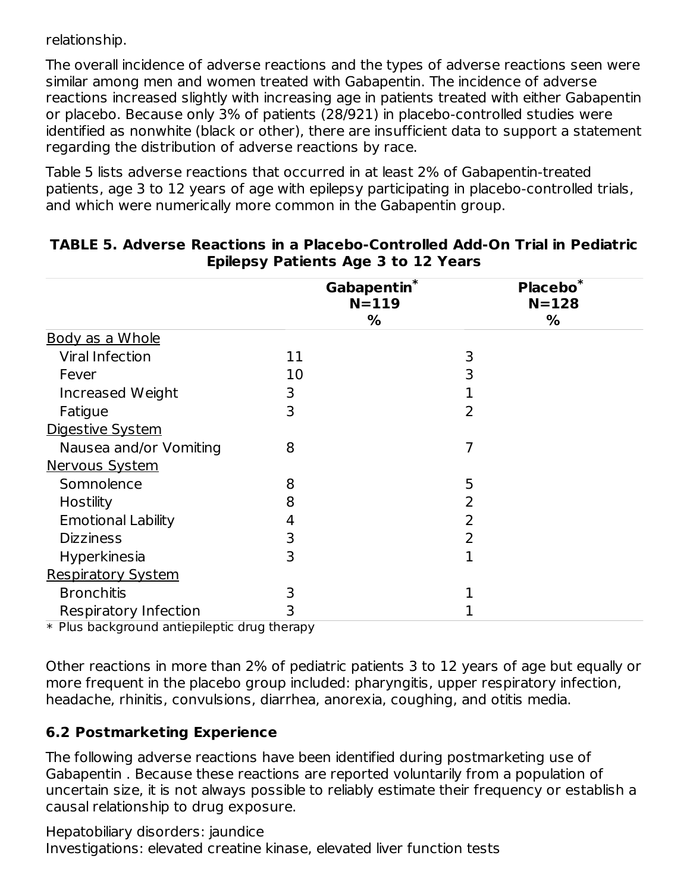relationship.

The overall incidence of adverse reactions and the types of adverse reactions seen were similar among men and women treated with Gabapentin. The incidence of adverse reactions increased slightly with increasing age in patients treated with either Gabapentin or placebo. Because only 3% of patients (28/921) in placebo-controlled studies were identified as nonwhite (black or other), there are insufficient data to support a statement regarding the distribution of adverse reactions by race.

Table 5 lists adverse reactions that occurred in at least 2% of Gabapentin-treated patients, age 3 to 12 years of age with epilepsy participating in placebo-controlled trials, and which were numerically more common in the Gabapentin group.

**TABLE 5. Adverse Reactions in a Placebo-Controlled Add-On Trial in Pediatric Epilepsy Patients Age 3 to 12 Years**

| | Gabapentin* N=119 % | Placebo* N=128 % |
|---|---|---|
| Body as a Whole | | |
| Viral Infection | 11 | 3 |
| Fever | 10 | 3 |
| Increased Weight | 3 | 1 |
| Fatigue | 3 | 2 |
| Digestive System | | |
| Nausea and/or Vomiting | 8 | 7 |
| Nervous System | | |
| Somnolence | 8 | 5 |
| Hostility | 8 | 2 |
| Emotional Lability | 4 | 2 |
| Dizziness | 3 | 2 |
| Hyperkinesia | 3 | 1 |
| Respiratory System | | |
| Bronchitis | 3 | 1 |
| Respiratory Infection | 3 | 1 |

* Plus background antiepileptic drug therapy

Other reactions in more than 2% of pediatric patients 3 to 12 years of age but equally or more frequent in the placebo group included: pharyngitis, upper respiratory infection, headache, rhinitis, convulsions, diarrhea, anorexia, coughing, and otitis media.

### 6.2 Postmarketing Experience

The following adverse reactions have been identified during postmarketing use of Gabapentin . Because these reactions are reported voluntarily from a population of uncertain size, it is not always possible to reliably estimate their frequency or establish a causal relationship to drug exposure.

Hepatobiliary disorders: jaundice
Investigations: elevated creatine kinase, elevated liver function tests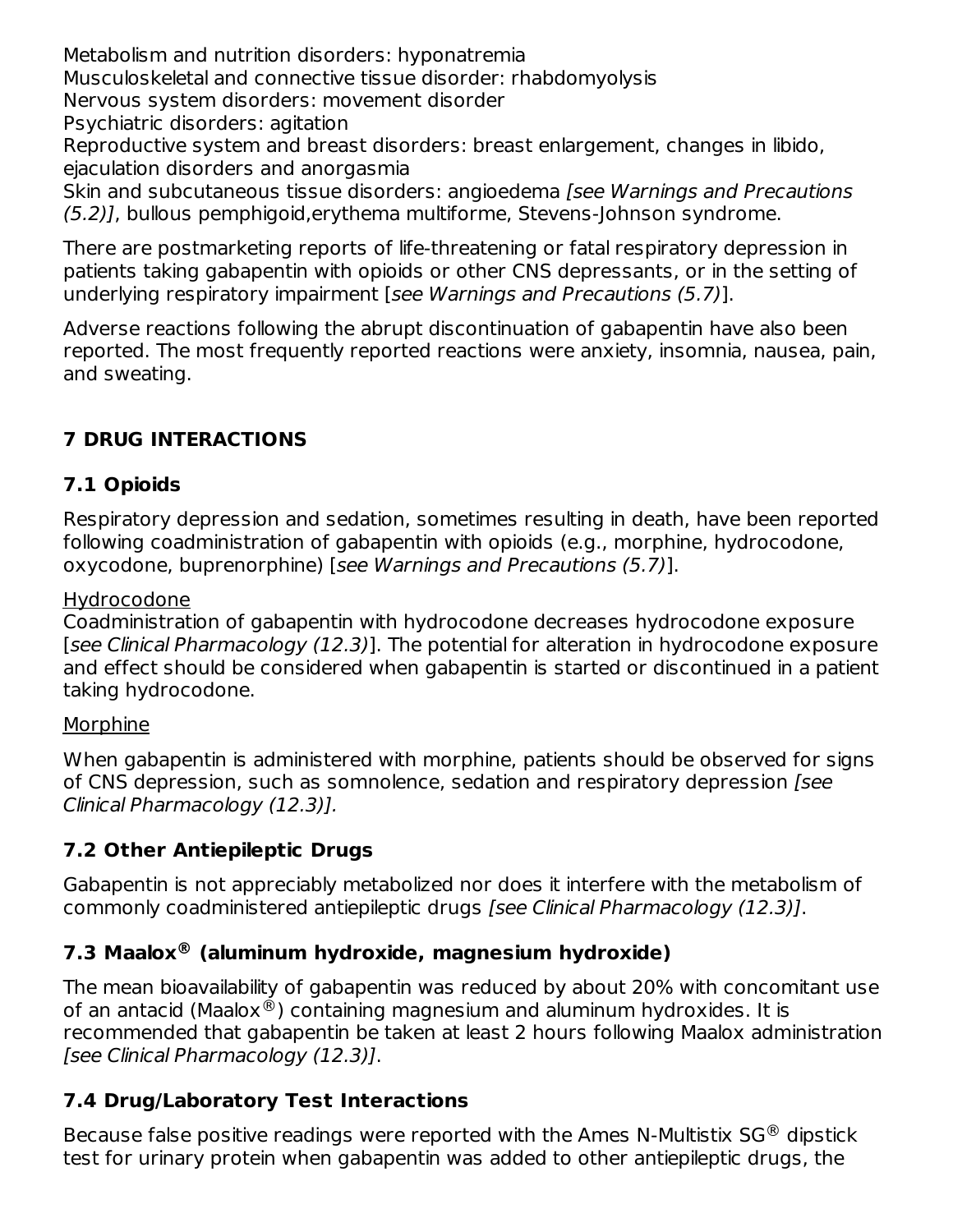Metabolism and nutrition disorders: hyponatremia
Musculoskeletal and connective tissue disorder: rhabdomyolysis
Nervous system disorders: movement disorder
Psychiatric disorders: agitation
Reproductive system and breast disorders: breast enlargement, changes in libido, ejaculation disorders and anorgasmia
Skin and subcutaneous tissue disorders: angioedema *[see Warnings and Precautions (5.2)]*, bullous pemphigoid,erythema multiforme, Stevens-Johnson syndrome.

There are postmarketing reports of life-threatening or fatal respiratory depression in patients taking gabapentin with opioids or other CNS depressants, or in the setting of underlying respiratory impairment [*see Warnings and Precautions (5.7)*].

Adverse reactions following the abrupt discontinuation of gabapentin have also been reported. The most frequently reported reactions were anxiety, insomnia, nausea, pain, and sweating.

## 7 DRUG INTERACTIONS

### 7.1 Opioids

Respiratory depression and sedation, sometimes resulting in death, have been reported following coadministration of gabapentin with opioids (e.g., morphine, hydrocodone, oxycodone, buprenorphine) [*see Warnings and Precautions (5.7)*].

Hydrocodone

Coadministration of gabapentin with hydrocodone decreases hydrocodone exposure [*see Clinical Pharmacology (12.3)*]. The potential for alteration in hydrocodone exposure and effect should be considered when gabapentin is started or discontinued in a patient taking hydrocodone.

Morphine

When gabapentin is administered with morphine, patients should be observed for signs of CNS depression, such as somnolence, sedation and respiratory depression *[see Clinical Pharmacology (12.3)].*

### 7.2 Other Antiepileptic Drugs

Gabapentin is not appreciably metabolized nor does it interfere with the metabolism of commonly coadministered antiepileptic drugs *[see Clinical Pharmacology (12.3)]*.

### 7.3 Maalox® (aluminum hydroxide, magnesium hydroxide)

The mean bioavailability of gabapentin was reduced by about 20% with concomitant use of an antacid (Maalox®) containing magnesium and aluminum hydroxides. It is recommended that gabapentin be taken at least 2 hours following Maalox administration *[see Clinical Pharmacology (12.3)]*.

### 7.4 Drug/Laboratory Test Interactions

Because false positive readings were reported with the Ames N-Multistix SG® dipstick test for urinary protein when gabapentin was added to other antiepileptic drugs, the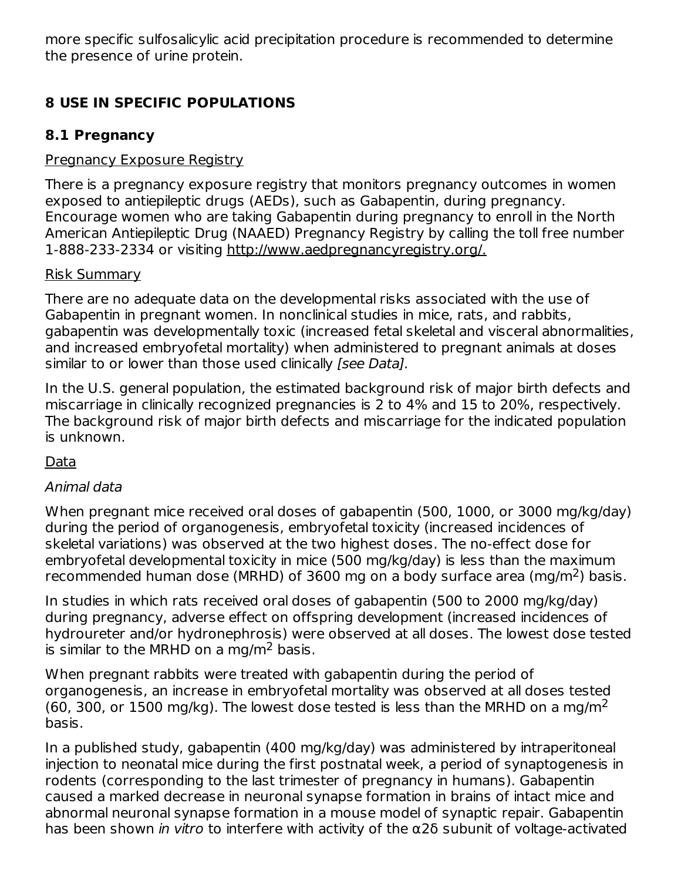more specific sulfosalicylic acid precipitation procedure is recommended to determine the presence of urine protein.

## 8 USE IN SPECIFIC POPULATIONS

### 8.1 Pregnancy

Pregnancy Exposure Registry

There is a pregnancy exposure registry that monitors pregnancy outcomes in women exposed to antiepileptic drugs (AEDs), such as Gabapentin, during pregnancy. Encourage women who are taking Gabapentin during pregnancy to enroll in the North American Antiepileptic Drug (NAAED) Pregnancy Registry by calling the toll free number 1-888-233-2334 or visiting http://www.aedpregnancyregistry.org/.

Risk Summary

There are no adequate data on the developmental risks associated with the use of Gabapentin in pregnant women. In nonclinical studies in mice, rats, and rabbits, gabapentin was developmentally toxic (increased fetal skeletal and visceral abnormalities, and increased embryofetal mortality) when administered to pregnant animals at doses similar to or lower than those used clinically *[see Data].*

In the U.S. general population, the estimated background risk of major birth defects and miscarriage in clinically recognized pregnancies is 2 to 4% and 15 to 20%, respectively. The background risk of major birth defects and miscarriage for the indicated population is unknown.

Data

*Animal data*

When pregnant mice received oral doses of gabapentin (500, 1000, or 3000 mg/kg/day) during the period of organogenesis, embryofetal toxicity (increased incidences of skeletal variations) was observed at the two highest doses. The no-effect dose for embryofetal developmental toxicity in mice (500 mg/kg/day) is less than the maximum recommended human dose (MRHD) of 3600 mg on a body surface area (mg/m$^2$) basis.

In studies in which rats received oral doses of gabapentin (500 to 2000 mg/kg/day) during pregnancy, adverse effect on offspring development (increased incidences of hydroureter and/or hydronephrosis) were observed at all doses. The lowest dose tested is similar to the MRHD on a mg/m$^2$ basis.

When pregnant rabbits were treated with gabapentin during the period of organogenesis, an increase in embryofetal mortality was observed at all doses tested (60, 300, or 1500 mg/kg). The lowest dose tested is less than the MRHD on a mg/m$^2$ basis.

In a published study, gabapentin (400 mg/kg/day) was administered by intraperitoneal injection to neonatal mice during the first postnatal week, a period of synaptogenesis in rodents (corresponding to the last trimester of pregnancy in humans). Gabapentin caused a marked decrease in neuronal synapse formation in brains of intact mice and abnormal neuronal synapse formation in a mouse model of synaptic repair. Gabapentin has been shown *in vitro* to interfere with activity of the α2δ subunit of voltage-activated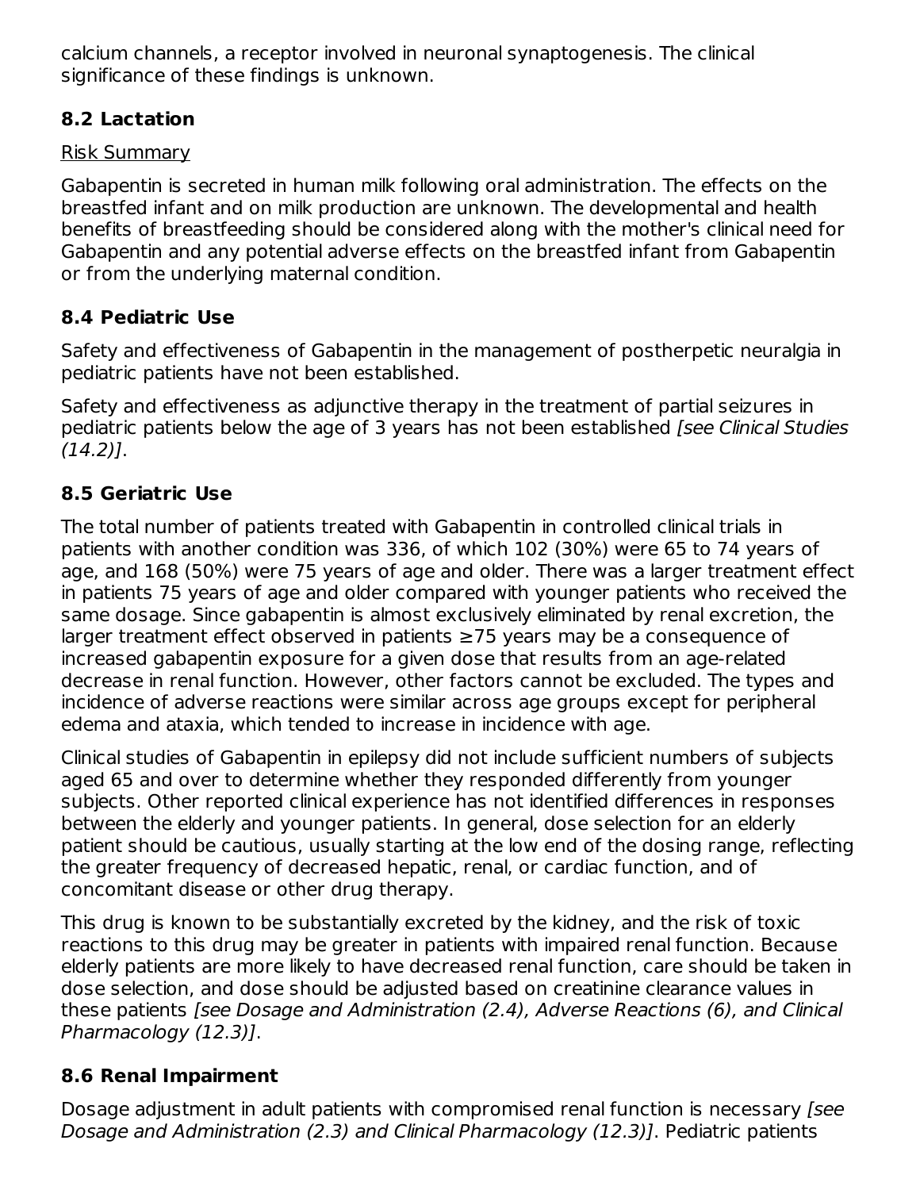calcium channels, a receptor involved in neuronal synaptogenesis. The clinical significance of these findings is unknown.

## 8.2 Lactation

Risk Summary

Gabapentin is secreted in human milk following oral administration. The effects on the breastfed infant and on milk production are unknown. The developmental and health benefits of breastfeeding should be considered along with the mother's clinical need for Gabapentin and any potential adverse effects on the breastfed infant from Gabapentin or from the underlying maternal condition.

## 8.4 Pediatric Use

Safety and effectiveness of Gabapentin in the management of postherpetic neuralgia in pediatric patients have not been established.

Safety and effectiveness as adjunctive therapy in the treatment of partial seizures in pediatric patients below the age of 3 years has not been established *[see Clinical Studies (14.2)]*.

## 8.5 Geriatric Use

The total number of patients treated with Gabapentin in controlled clinical trials in patients with another condition was 336, of which 102 (30%) were 65 to 74 years of age, and 168 (50%) were 75 years of age and older. There was a larger treatment effect in patients 75 years of age and older compared with younger patients who received the same dosage. Since gabapentin is almost exclusively eliminated by renal excretion, the larger treatment effect observed in patients ≥75 years may be a consequence of increased gabapentin exposure for a given dose that results from an age-related decrease in renal function. However, other factors cannot be excluded. The types and incidence of adverse reactions were similar across age groups except for peripheral edema and ataxia, which tended to increase in incidence with age.

Clinical studies of Gabapentin in epilepsy did not include sufficient numbers of subjects aged 65 and over to determine whether they responded differently from younger subjects. Other reported clinical experience has not identified differences in responses between the elderly and younger patients. In general, dose selection for an elderly patient should be cautious, usually starting at the low end of the dosing range, reflecting the greater frequency of decreased hepatic, renal, or cardiac function, and of concomitant disease or other drug therapy.

This drug is known to be substantially excreted by the kidney, and the risk of toxic reactions to this drug may be greater in patients with impaired renal function. Because elderly patients are more likely to have decreased renal function, care should be taken in dose selection, and dose should be adjusted based on creatinine clearance values in these patients *[see Dosage and Administration (2.4), Adverse Reactions (6), and Clinical Pharmacology (12.3)]*.

## 8.6 Renal Impairment

Dosage adjustment in adult patients with compromised renal function is necessary *[see Dosage and Administration (2.3) and Clinical Pharmacology (12.3)]*. Pediatric patients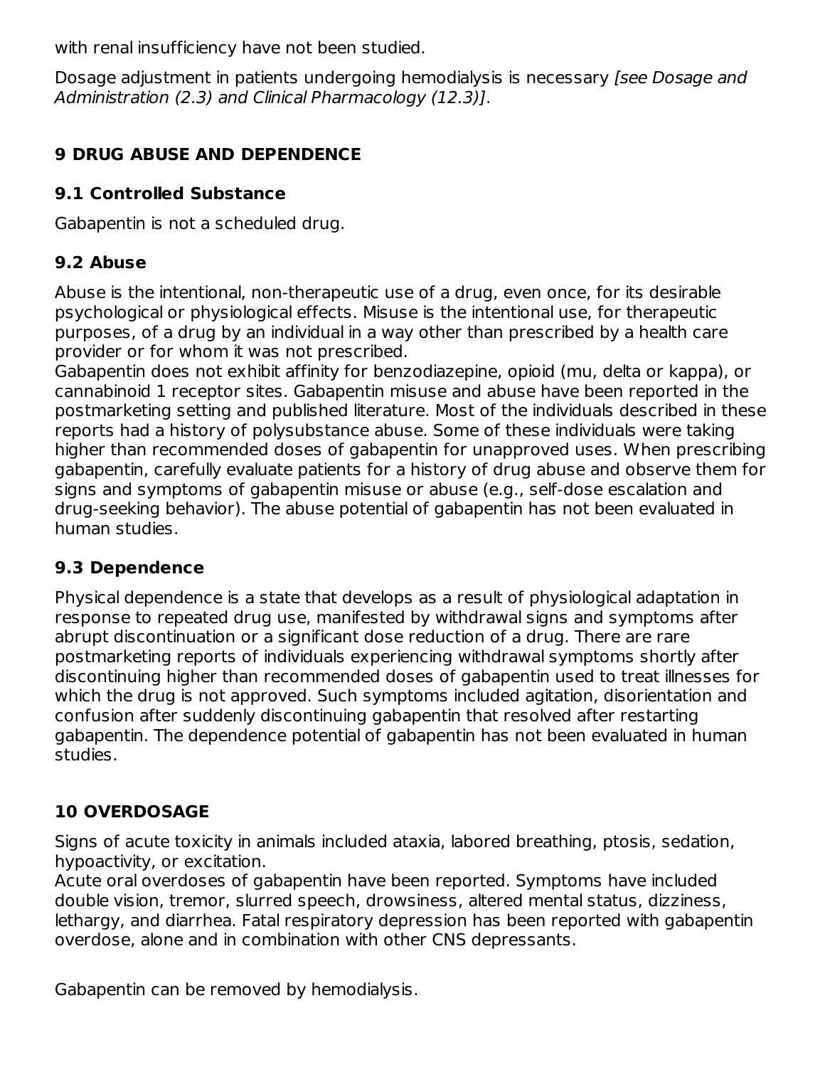with renal insufficiency have not been studied.

Dosage adjustment in patients undergoing hemodialysis is necessary *[see Dosage and Administration (2.3) and Clinical Pharmacology (12.3)]*.

## 9 DRUG ABUSE AND DEPENDENCE

### 9.1 Controlled Substance

Gabapentin is not a scheduled drug.

### 9.2 Abuse

Abuse is the intentional, non-therapeutic use of a drug, even once, for its desirable psychological or physiological effects. Misuse is the intentional use, for therapeutic purposes, of a drug by an individual in a way other than prescribed by a health care provider or for whom it was not prescribed.

Gabapentin does not exhibit affinity for benzodiazepine, opioid (mu, delta or kappa), or cannabinoid 1 receptor sites. Gabapentin misuse and abuse have been reported in the postmarketing setting and published literature. Most of the individuals described in these reports had a history of polysubstance abuse. Some of these individuals were taking higher than recommended doses of gabapentin for unapproved uses. When prescribing gabapentin, carefully evaluate patients for a history of drug abuse and observe them for signs and symptoms of gabapentin misuse or abuse (e.g., self-dose escalation and drug-seeking behavior). The abuse potential of gabapentin has not been evaluated in human studies.

### 9.3 Dependence

Physical dependence is a state that develops as a result of physiological adaptation in response to repeated drug use, manifested by withdrawal signs and symptoms after abrupt discontinuation or a significant dose reduction of a drug. There are rare postmarketing reports of individuals experiencing withdrawal symptoms shortly after discontinuing higher than recommended doses of gabapentin used to treat illnesses for which the drug is not approved. Such symptoms included agitation, disorientation and confusion after suddenly discontinuing gabapentin that resolved after restarting gabapentin. The dependence potential of gabapentin has not been evaluated in human studies.

## 10 OVERDOSAGE

Signs of acute toxicity in animals included ataxia, labored breathing, ptosis, sedation, hypoactivity, or excitation.

Acute oral overdoses of gabapentin have been reported. Symptoms have included double vision, tremor, slurred speech, drowsiness, altered mental status, dizziness, lethargy, and diarrhea. Fatal respiratory depression has been reported with gabapentin overdose, alone and in combination with other CNS depressants.

Gabapentin can be removed by hemodialysis.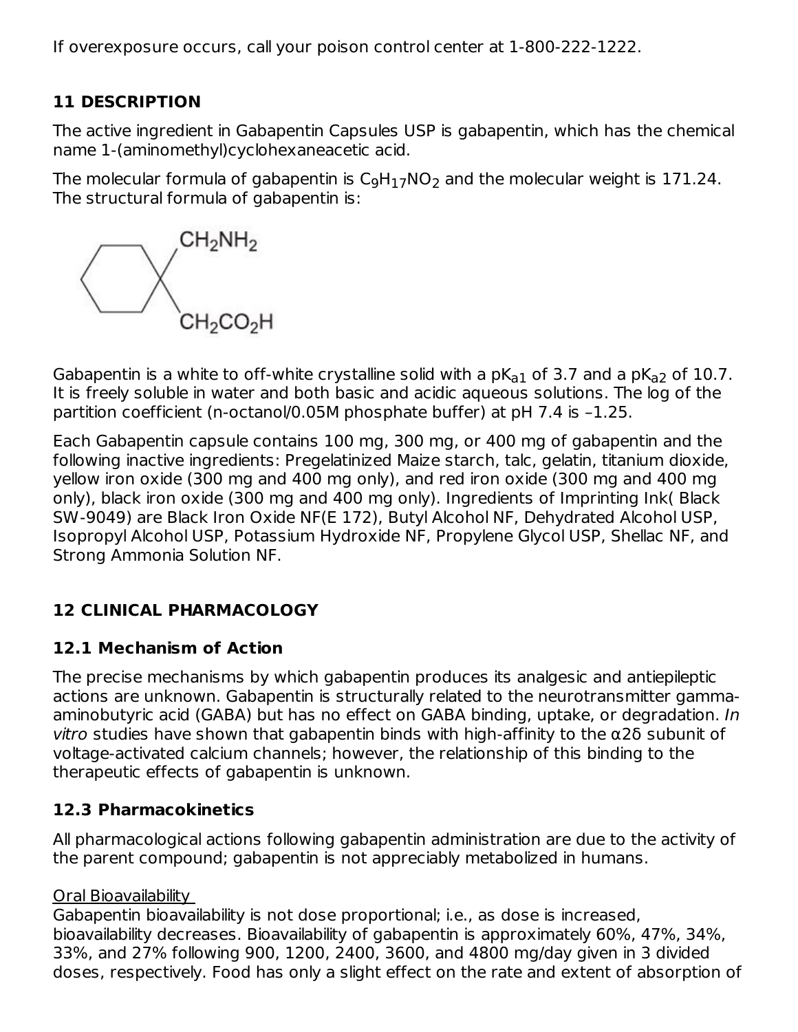If overexposure occurs, call your poison control center at 1-800-222-1222.

## 11 DESCRIPTION

The active ingredient in Gabapentin Capsules USP is gabapentin, which has the chemical name 1-(aminomethyl)cyclohexaneacetic acid.

The molecular formula of gabapentin is $C_9H_{17}NO_2$ and the molecular weight is 171.24. The structural formula of gabapentin is:

Gabapentin is a white to off-white crystalline solid with a $pK_{a1}$ of 3.7 and a $pK_{a2}$ of 10.7. It is freely soluble in water and both basic and acidic aqueous solutions. The log of the partition coefficient (n-octanol/0.05M phosphate buffer) at pH 7.4 is –1.25.

Each Gabapentin capsule contains 100 mg, 300 mg, or 400 mg of gabapentin and the following inactive ingredients: Pregelatinized Maize starch, talc, gelatin, titanium dioxide, yellow iron oxide (300 mg and 400 mg only), and red iron oxide (300 mg and 400 mg only), black iron oxide (300 mg and 400 mg only). Ingredients of Imprinting Ink( Black SW-9049) are Black Iron Oxide NF(E 172), Butyl Alcohol NF, Dehydrated Alcohol USP, Isopropyl Alcohol USP, Potassium Hydroxide NF, Propylene Glycol USP, Shellac NF, and Strong Ammonia Solution NF.

## 12 CLINICAL PHARMACOLOGY

### 12.1 Mechanism of Action

The precise mechanisms by which gabapentin produces its analgesic and antiepileptic actions are unknown. Gabapentin is structurally related to the neurotransmitter gamma-aminobutyric acid (GABA) but has no effect on GABA binding, uptake, or degradation. *In vitro* studies have shown that gabapentin binds with high-affinity to the α2δ subunit of voltage-activated calcium channels; however, the relationship of this binding to the therapeutic effects of gabapentin is unknown.

### 12.3 Pharmacokinetics

All pharmacological actions following gabapentin administration are due to the activity of the parent compound; gabapentin is not appreciably metabolized in humans.

Oral Bioavailability

Gabapentin bioavailability is not dose proportional; i.e., as dose is increased, bioavailability decreases. Bioavailability of gabapentin is approximately 60%, 47%, 34%, 33%, and 27% following 900, 1200, 2400, 3600, and 4800 mg/day given in 3 divided doses, respectively. Food has only a slight effect on the rate and extent of absorption of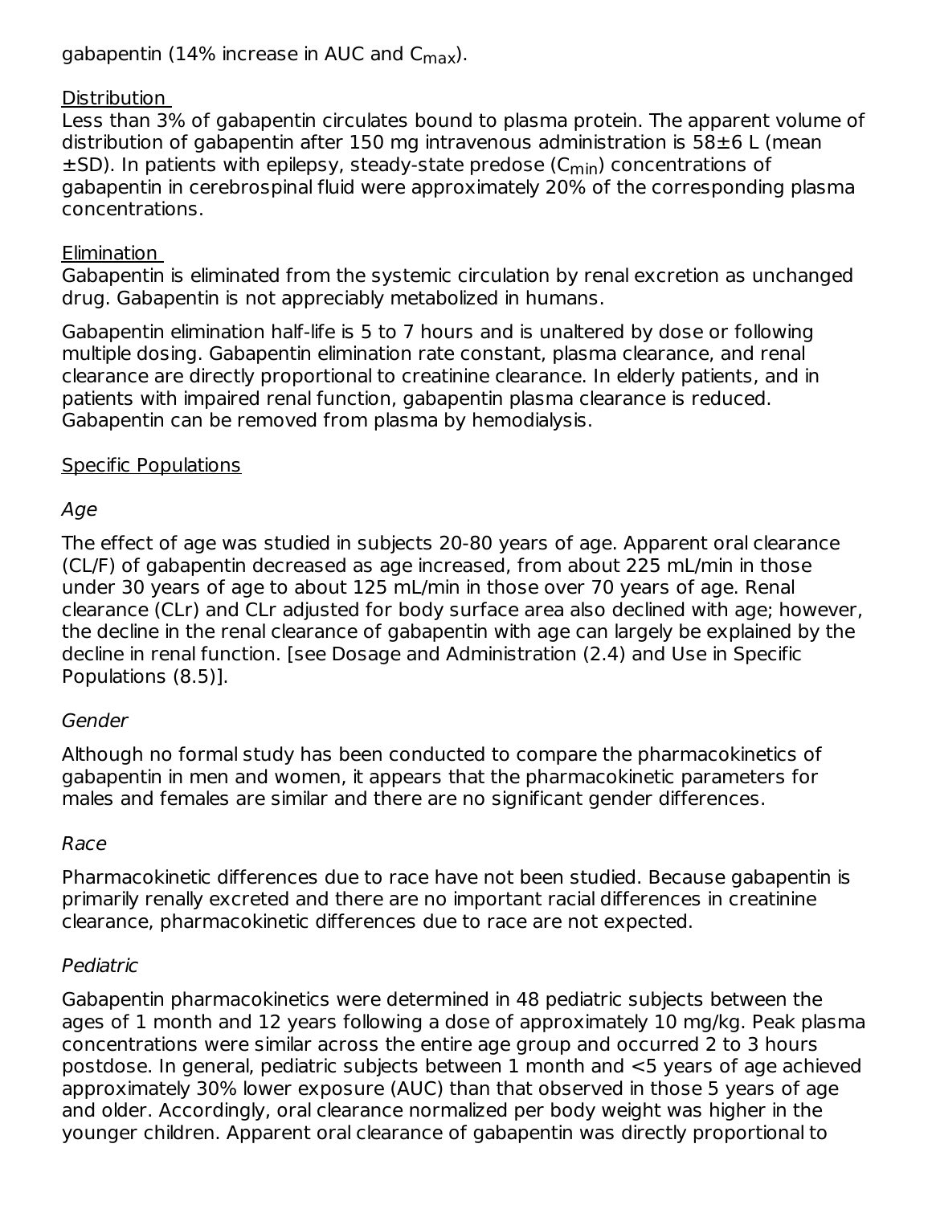gabapentin (14% increase in AUC and $C_{max}$).

Distribution

Less than 3% of gabapentin circulates bound to plasma protein. The apparent volume of distribution of gabapentin after 150 mg intravenous administration is 58±6 L (mean ±SD). In patients with epilepsy, steady-state predose ($C_{min}$) concentrations of gabapentin in cerebrospinal fluid were approximately 20% of the corresponding plasma concentrations.

Elimination

Gabapentin is eliminated from the systemic circulation by renal excretion as unchanged drug. Gabapentin is not appreciably metabolized in humans.

Gabapentin elimination half-life is 5 to 7 hours and is unaltered by dose or following multiple dosing. Gabapentin elimination rate constant, plasma clearance, and renal clearance are directly proportional to creatinine clearance. In elderly patients, and in patients with impaired renal function, gabapentin plasma clearance is reduced. Gabapentin can be removed from plasma by hemodialysis.

Specific Populations

*Age*

The effect of age was studied in subjects 20-80 years of age. Apparent oral clearance (CL/F) of gabapentin decreased as age increased, from about 225 mL/min in those under 30 years of age to about 125 mL/min in those over 70 years of age. Renal clearance (CLr) and CLr adjusted for body surface area also declined with age; however, the decline in the renal clearance of gabapentin with age can largely be explained by the decline in renal function. [see Dosage and Administration (2.4) and Use in Specific Populations (8.5)].

*Gender*

Although no formal study has been conducted to compare the pharmacokinetics of gabapentin in men and women, it appears that the pharmacokinetic parameters for males and females are similar and there are no significant gender differences.

*Race*

Pharmacokinetic differences due to race have not been studied. Because gabapentin is primarily renally excreted and there are no important racial differences in creatinine clearance, pharmacokinetic differences due to race are not expected.

*Pediatric*

Gabapentin pharmacokinetics were determined in 48 pediatric subjects between the ages of 1 month and 12 years following a dose of approximately 10 mg/kg. Peak plasma concentrations were similar across the entire age group and occurred 2 to 3 hours postdose. In general, pediatric subjects between 1 month and <5 years of age achieved approximately 30% lower exposure (AUC) than that observed in those 5 years of age and older. Accordingly, oral clearance normalized per body weight was higher in the younger children. Apparent oral clearance of gabapentin was directly proportional to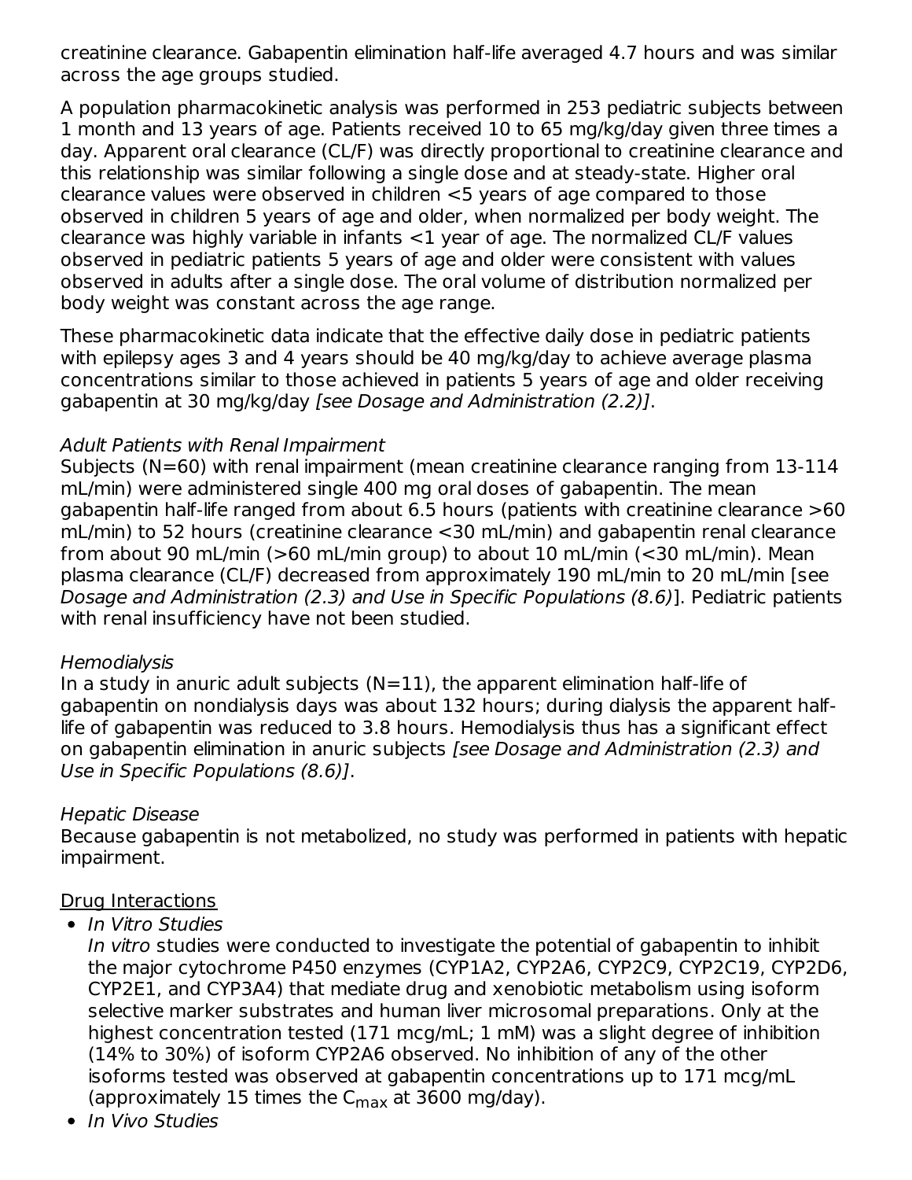creatinine clearance. Gabapentin elimination half-life averaged 4.7 hours and was similar across the age groups studied.

A population pharmacokinetic analysis was performed in 253 pediatric subjects between 1 month and 13 years of age. Patients received 10 to 65 mg/kg/day given three times a day. Apparent oral clearance (CL/F) was directly proportional to creatinine clearance and this relationship was similar following a single dose and at steady-state. Higher oral clearance values were observed in children <5 years of age compared to those observed in children 5 years of age and older, when normalized per body weight. The clearance was highly variable in infants <1 year of age. The normalized CL/F values observed in pediatric patients 5 years of age and older were consistent with values observed in adults after a single dose. The oral volume of distribution normalized per body weight was constant across the age range.

These pharmacokinetic data indicate that the effective daily dose in pediatric patients with epilepsy ages 3 and 4 years should be 40 mg/kg/day to achieve average plasma concentrations similar to those achieved in patients 5 years of age and older receiving gabapentin at 30 mg/kg/day *[see Dosage and Administration (2.2)]*.

*Adult Patients with Renal Impairment*
Subjects (N=60) with renal impairment (mean creatinine clearance ranging from 13-114 mL/min) were administered single 400 mg oral doses of gabapentin. The mean gabapentin half-life ranged from about 6.5 hours (patients with creatinine clearance >60 mL/min) to 52 hours (creatinine clearance <30 mL/min) and gabapentin renal clearance from about 90 mL/min (>60 mL/min group) to about 10 mL/min (<30 mL/min). Mean plasma clearance (CL/F) decreased from approximately 190 mL/min to 20 mL/min [see *Dosage and Administration (2.3) and Use in Specific Populations (8.6)*]. Pediatric patients with renal insufficiency have not been studied.

*Hemodialysis*
In a study in anuric adult subjects (N=11), the apparent elimination half-life of gabapentin on nondialysis days was about 132 hours; during dialysis the apparent half-life of gabapentin was reduced to 3.8 hours. Hemodialysis thus has a significant effect on gabapentin elimination in anuric subjects *[see Dosage and Administration (2.3) and Use in Specific Populations (8.6)]*.

*Hepatic Disease*
Because gabapentin is not metabolized, no study was performed in patients with hepatic impairment.

<u>Drug Interactions</u>

- *In Vitro Studies*
  *In vitro* studies were conducted to investigate the potential of gabapentin to inhibit the major cytochrome P450 enzymes (CYP1A2, CYP2A6, CYP2C9, CYP2C19, CYP2D6, CYP2E1, and CYP3A4) that mediate drug and xenobiotic metabolism using isoform selective marker substrates and human liver microsomal preparations. Only at the highest concentration tested (171 mcg/mL; 1 mM) was a slight degree of inhibition (14% to 30%) of isoform CYP2A6 observed. No inhibition of any of the other isoforms tested was observed at gabapentin concentrations up to 171 mcg/mL (approximately 15 times the $C_{max}$ at 3600 mg/day).
- *In Vivo Studies*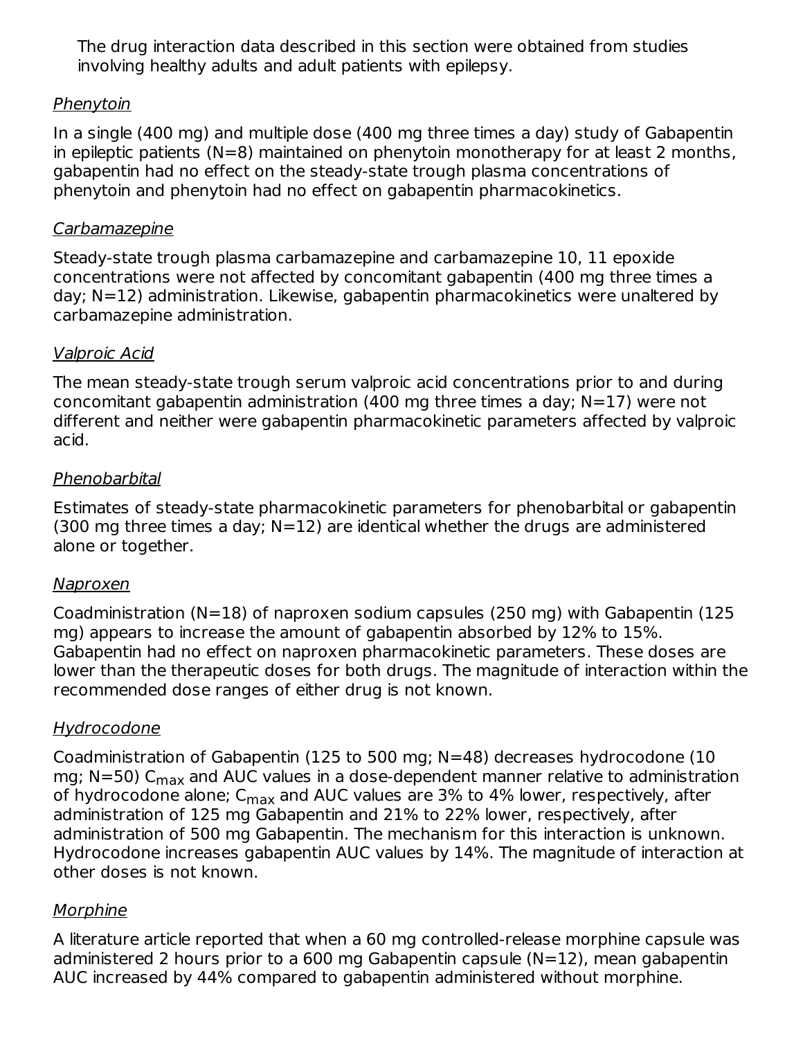The drug interaction data described in this section were obtained from studies involving healthy adults and adult patients with epilepsy.

*Phenytoin*

In a single (400 mg) and multiple dose (400 mg three times a day) study of Gabapentin in epileptic patients (N=8) maintained on phenytoin monotherapy for at least 2 months, gabapentin had no effect on the steady-state trough plasma concentrations of phenytoin and phenytoin had no effect on gabapentin pharmacokinetics.

*Carbamazepine*

Steady-state trough plasma carbamazepine and carbamazepine 10, 11 epoxide concentrations were not affected by concomitant gabapentin (400 mg three times a day; N=12) administration. Likewise, gabapentin pharmacokinetics were unaltered by carbamazepine administration.

*Valproic Acid*

The mean steady-state trough serum valproic acid concentrations prior to and during concomitant gabapentin administration (400 mg three times a day; N=17) were not different and neither were gabapentin pharmacokinetic parameters affected by valproic acid.

*Phenobarbital*

Estimates of steady-state pharmacokinetic parameters for phenobarbital or gabapentin (300 mg three times a day; N=12) are identical whether the drugs are administered alone or together.

*Naproxen*

Coadministration (N=18) of naproxen sodium capsules (250 mg) with Gabapentin (125 mg) appears to increase the amount of gabapentin absorbed by 12% to 15%. Gabapentin had no effect on naproxen pharmacokinetic parameters. These doses are lower than the therapeutic doses for both drugs. The magnitude of interaction within the recommended dose ranges of either drug is not known.

*Hydrocodone*

Coadministration of Gabapentin (125 to 500 mg; N=48) decreases hydrocodone (10 mg; N=50) $C_{max}$ and AUC values in a dose-dependent manner relative to administration of hydrocodone alone; $C_{max}$ and AUC values are 3% to 4% lower, respectively, after administration of 125 mg Gabapentin and 21% to 22% lower, respectively, after administration of 500 mg Gabapentin. The mechanism for this interaction is unknown. Hydrocodone increases gabapentin AUC values by 14%. The magnitude of interaction at other doses is not known.

*Morphine*

A literature article reported that when a 60 mg controlled-release morphine capsule was administered 2 hours prior to a 600 mg Gabapentin capsule (N=12), mean gabapentin AUC increased by 44% compared to gabapentin administered without morphine.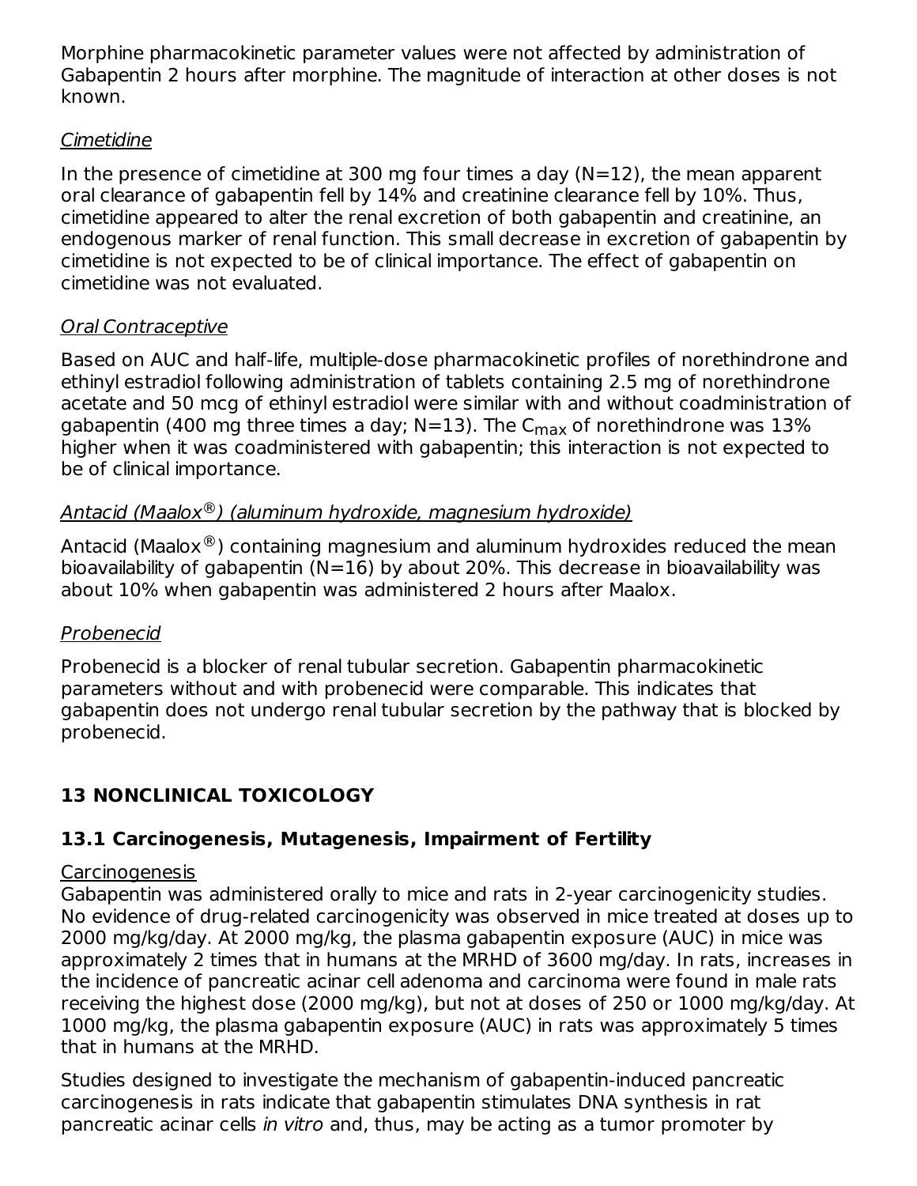Morphine pharmacokinetic parameter values were not affected by administration of Gabapentin 2 hours after morphine. The magnitude of interaction at other doses is not known.

*Cimetidine*

In the presence of cimetidine at 300 mg four times a day (N=12), the mean apparent oral clearance of gabapentin fell by 14% and creatinine clearance fell by 10%. Thus, cimetidine appeared to alter the renal excretion of both gabapentin and creatinine, an endogenous marker of renal function. This small decrease in excretion of gabapentin by cimetidine is not expected to be of clinical importance. The effect of gabapentin on cimetidine was not evaluated.

*Oral Contraceptive*

Based on AUC and half-life, multiple-dose pharmacokinetic profiles of norethindrone and ethinyl estradiol following administration of tablets containing 2.5 mg of norethindrone acetate and 50 mcg of ethinyl estradiol were similar with and without coadministration of gabapentin (400 mg three times a day; N=13). The $C_{max}$ of norethindrone was 13% higher when it was coadministered with gabapentin; this interaction is not expected to be of clinical importance.

*Antacid (Maalox®) (aluminum hydroxide, magnesium hydroxide)*

Antacid (Maalox®) containing magnesium and aluminum hydroxides reduced the mean bioavailability of gabapentin (N=16) by about 20%. This decrease in bioavailability was about 10% when gabapentin was administered 2 hours after Maalox.

*Probenecid*

Probenecid is a blocker of renal tubular secretion. Gabapentin pharmacokinetic parameters without and with probenecid were comparable. This indicates that gabapentin does not undergo renal tubular secretion by the pathway that is blocked by probenecid.

## 13 NONCLINICAL TOXICOLOGY

### 13.1 Carcinogenesis, Mutagenesis, Impairment of Fertility

Carcinogenesis

Gabapentin was administered orally to mice and rats in 2-year carcinogenicity studies. No evidence of drug-related carcinogenicity was observed in mice treated at doses up to 2000 mg/kg/day. At 2000 mg/kg, the plasma gabapentin exposure (AUC) in mice was approximately 2 times that in humans at the MRHD of 3600 mg/day. In rats, increases in the incidence of pancreatic acinar cell adenoma and carcinoma were found in male rats receiving the highest dose (2000 mg/kg), but not at doses of 250 or 1000 mg/kg/day. At 1000 mg/kg, the plasma gabapentin exposure (AUC) in rats was approximately 5 times that in humans at the MRHD.

Studies designed to investigate the mechanism of gabapentin-induced pancreatic carcinogenesis in rats indicate that gabapentin stimulates DNA synthesis in rat pancreatic acinar cells *in vitro* and, thus, may be acting as a tumor promoter by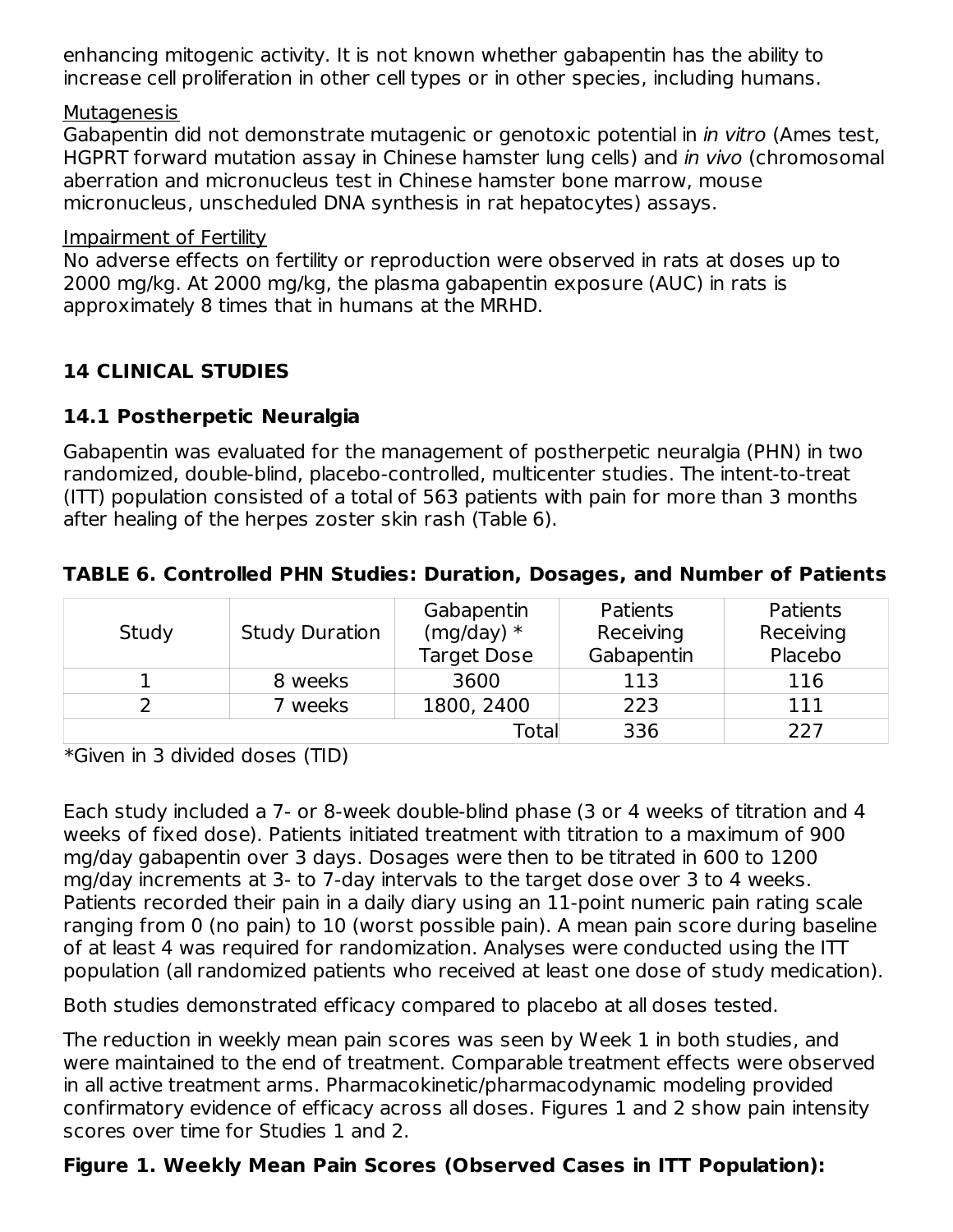enhancing mitogenic activity. It is not known whether gabapentin has the ability to increase cell proliferation in other cell types or in other species, including humans.

Mutagenesis

Gabapentin did not demonstrate mutagenic or genotoxic potential in *in vitro* (Ames test, HGPRT forward mutation assay in Chinese hamster lung cells) and *in vivo* (chromosomal aberration and micronucleus test in Chinese hamster bone marrow, mouse micronucleus, unscheduled DNA synthesis in rat hepatocytes) assays.

Impairment of Fertility

No adverse effects on fertility or reproduction were observed in rats at doses up to 2000 mg/kg. At 2000 mg/kg, the plasma gabapentin exposure (AUC) in rats is approximately 8 times that in humans at the MRHD.

## 14 CLINICAL STUDIES

### 14.1 Postherpetic Neuralgia

Gabapentin was evaluated for the management of postherpetic neuralgia (PHN) in two randomized, double-blind, placebo-controlled, multicenter studies. The intent-to-treat (ITT) population consisted of a total of 563 patients with pain for more than 3 months after healing of the herpes zoster skin rash (Table 6).

**TABLE 6. Controlled PHN Studies: Duration, Dosages, and Number of Patients**

| Study | Study Duration | Gabapentin (mg/day) * Target Dose | Patients Receiving Gabapentin | Patients Receiving Placebo |
|---|---|---|---|---|
| 1 | 8 weeks | 3600 | 113 | 116 |
| 2 | 7 weeks | 1800, 2400 | 223 | 111 |
| | | Total | 336 | 227 |

*Given in 3 divided doses (TID)

Each study included a 7- or 8-week double-blind phase (3 or 4 weeks of titration and 4 weeks of fixed dose). Patients initiated treatment with titration to a maximum of 900 mg/day gabapentin over 3 days. Dosages were then to be titrated in 600 to 1200 mg/day increments at 3- to 7-day intervals to the target dose over 3 to 4 weeks. Patients recorded their pain in a daily diary using an 11-point numeric pain rating scale ranging from 0 (no pain) to 10 (worst possible pain). A mean pain score during baseline of at least 4 was required for randomization. Analyses were conducted using the ITT population (all randomized patients who received at least one dose of study medication).

Both studies demonstrated efficacy compared to placebo at all doses tested.

The reduction in weekly mean pain scores was seen by Week 1 in both studies, and were maintained to the end of treatment. Comparable treatment effects were observed in all active treatment arms. Pharmacokinetic/pharmacodynamic modeling provided confirmatory evidence of efficacy across all doses. Figures 1 and 2 show pain intensity scores over time for Studies 1 and 2.

**Figure 1. Weekly Mean Pain Scores (Observed Cases in ITT Population):**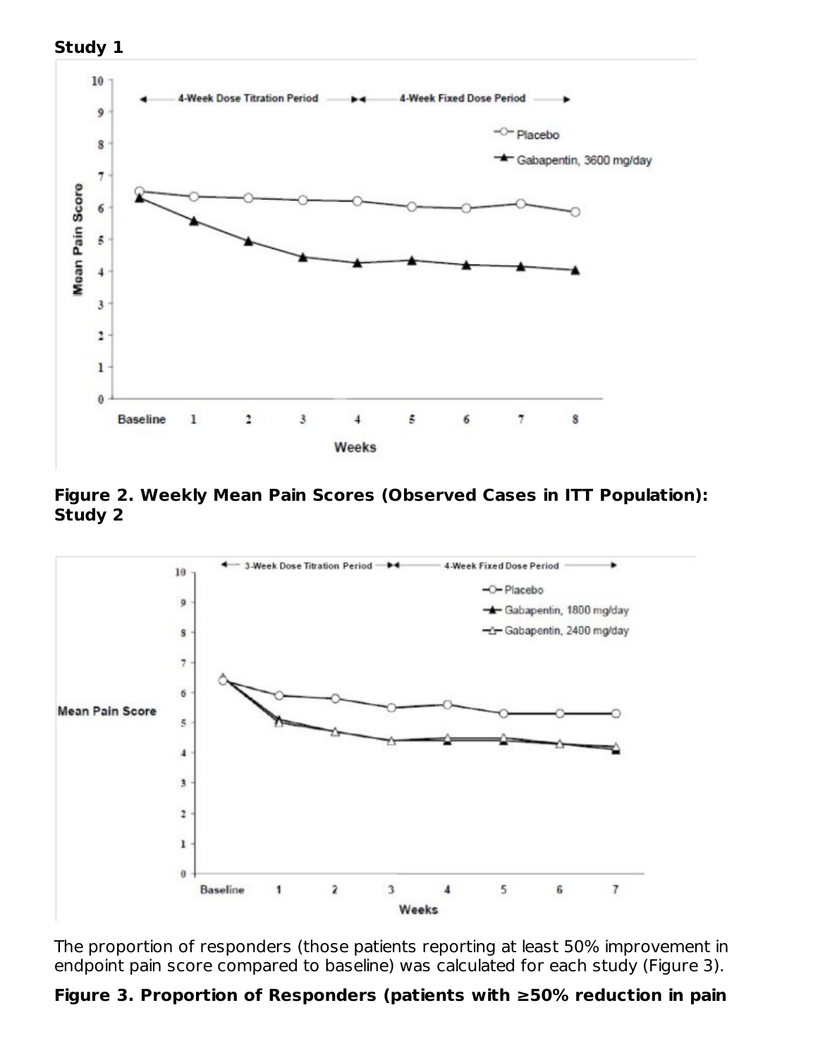**Study 1**

**Figure 2. Weekly Mean Pain Scores (Observed Cases in ITT Population): Study 2**

The proportion of responders (those patients reporting at least 50% improvement in endpoint pain score compared to baseline) was calculated for each study (Figure 3).

**Figure 3. Proportion of Responders (patients with ≥50% reduction in pain**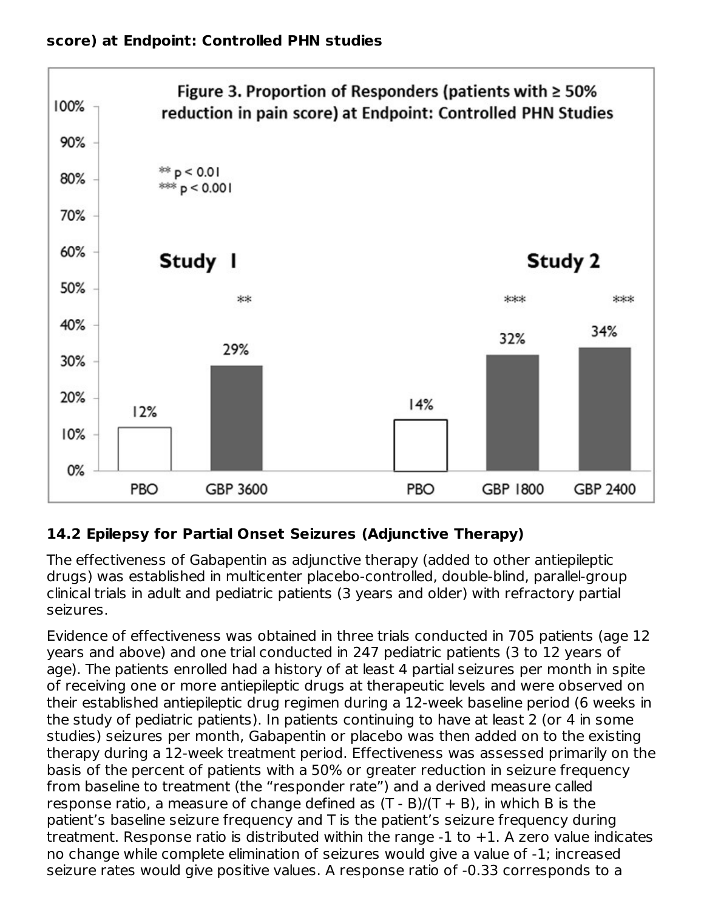**score) at Endpoint: Controlled PHN studies**

Figure 3. Proportion of Responders (patients with ≥ 50% reduction in pain score) at Endpoint: Controlled PHN Studies

| | Study 1 | | Study 2 | | |
|---|---|---|---|---|---|
| | PBO | GBP 3600 | PBO | GBP 1800 | GBP 2400 |
| Responders | 12% | 29%** | 14% | 32%*** | 34%*** |

** $p < 0.01$
*** $p < 0.001$

### 14.2 Epilepsy for Partial Onset Seizures (Adjunctive Therapy)

The effectiveness of Gabapentin as adjunctive therapy (added to other antiepileptic drugs) was established in multicenter placebo-controlled, double-blind, parallel-group clinical trials in adult and pediatric patients (3 years and older) with refractory partial seizures.

Evidence of effectiveness was obtained in three trials conducted in 705 patients (age 12 years and above) and one trial conducted in 247 pediatric patients (3 to 12 years of age). The patients enrolled had a history of at least 4 partial seizures per month in spite of receiving one or more antiepileptic drugs at therapeutic levels and were observed on their established antiepileptic drug regimen during a 12-week baseline period (6 weeks in the study of pediatric patients). In patients continuing to have at least 2 (or 4 in some studies) seizures per month, Gabapentin or placebo was then added on to the existing therapy during a 12-week treatment period. Effectiveness was assessed primarily on the basis of the percent of patients with a 50% or greater reduction in seizure frequency from baseline to treatment (the "responder rate") and a derived measure called response ratio, a measure of change defined as $(T - B)/(T + B)$, in which B is the patient's baseline seizure frequency and T is the patient's seizure frequency during treatment. Response ratio is distributed within the range -1 to +1. A zero value indicates no change while complete elimination of seizures would give a value of -1; increased seizure rates would give positive values. A response ratio of -0.33 corresponds to a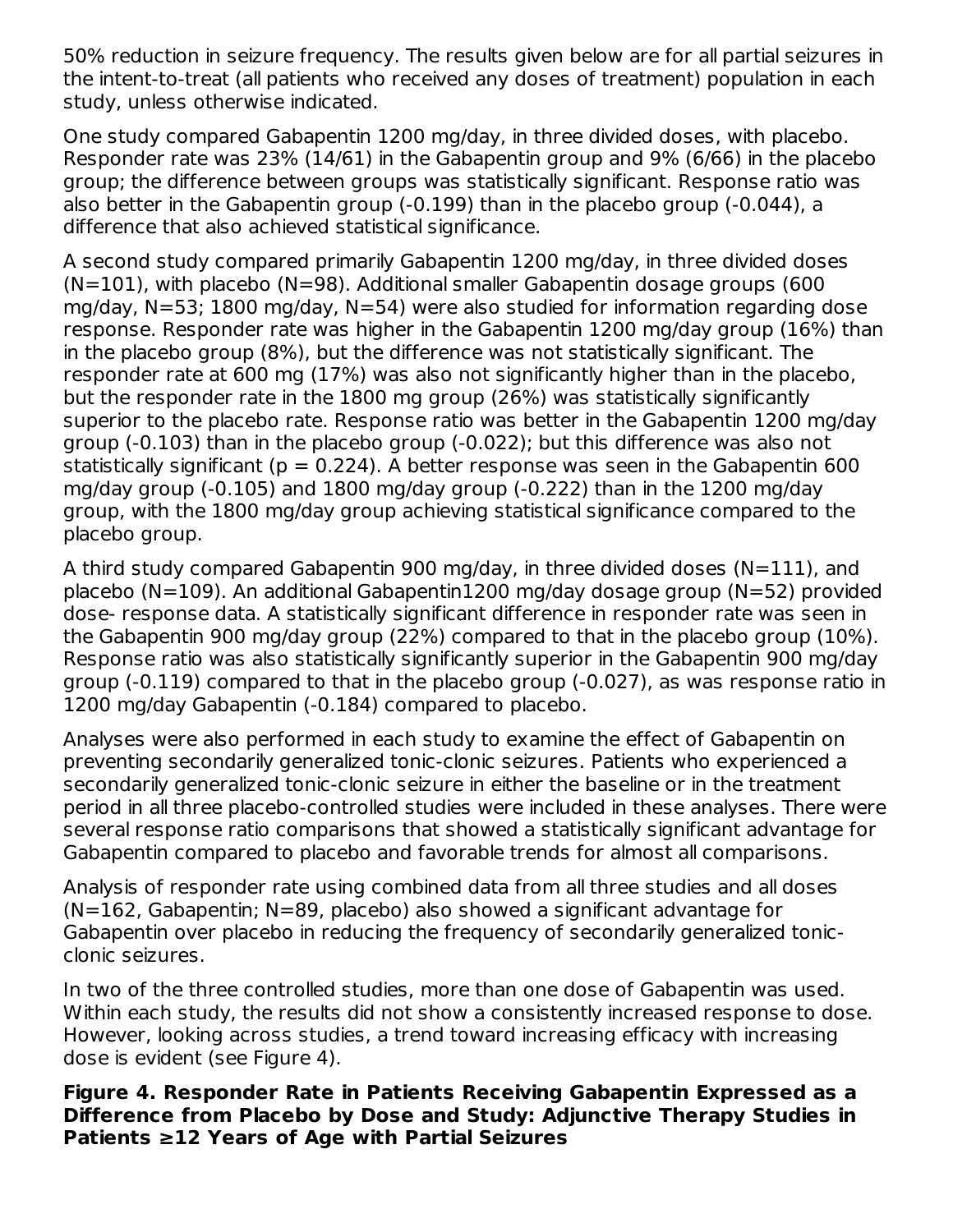50% reduction in seizure frequency. The results given below are for all partial seizures in the intent-to-treat (all patients who received any doses of treatment) population in each study, unless otherwise indicated.

One study compared Gabapentin 1200 mg/day, in three divided doses, with placebo. Responder rate was 23% (14/61) in the Gabapentin group and 9% (6/66) in the placebo group; the difference between groups was statistically significant. Response ratio was also better in the Gabapentin group (-0.199) than in the placebo group (-0.044), a difference that also achieved statistical significance.

A second study compared primarily Gabapentin 1200 mg/day, in three divided doses (N=101), with placebo (N=98). Additional smaller Gabapentin dosage groups (600 mg/day, N=53; 1800 mg/day, N=54) were also studied for information regarding dose response. Responder rate was higher in the Gabapentin 1200 mg/day group (16%) than in the placebo group (8%), but the difference was not statistically significant. The responder rate at 600 mg (17%) was also not significantly higher than in the placebo, but the responder rate in the 1800 mg group (26%) was statistically significantly superior to the placebo rate. Response ratio was better in the Gabapentin 1200 mg/day group (-0.103) than in the placebo group (-0.022); but this difference was also not statistically significant ($p = 0.224$). A better response was seen in the Gabapentin 600 mg/day group (-0.105) and 1800 mg/day group (-0.222) than in the 1200 mg/day group, with the 1800 mg/day group achieving statistical significance compared to the placebo group.

A third study compared Gabapentin 900 mg/day, in three divided doses (N=111), and placebo (N=109). An additional Gabapentin1200 mg/day dosage group (N=52) provided dose- response data. A statistically significant difference in responder rate was seen in the Gabapentin 900 mg/day group (22%) compared to that in the placebo group (10%). Response ratio was also statistically significantly superior in the Gabapentin 900 mg/day group (-0.119) compared to that in the placebo group (-0.027), as was response ratio in 1200 mg/day Gabapentin (-0.184) compared to placebo.

Analyses were also performed in each study to examine the effect of Gabapentin on preventing secondarily generalized tonic-clonic seizures. Patients who experienced a secondarily generalized tonic-clonic seizure in either the baseline or in the treatment period in all three placebo-controlled studies were included in these analyses. There were several response ratio comparisons that showed a statistically significant advantage for Gabapentin compared to placebo and favorable trends for almost all comparisons.

Analysis of responder rate using combined data from all three studies and all doses (N=162, Gabapentin; N=89, placebo) also showed a significant advantage for Gabapentin over placebo in reducing the frequency of secondarily generalized tonic-clonic seizures.

In two of the three controlled studies, more than one dose of Gabapentin was used. Within each study, the results did not show a consistently increased response to dose. However, looking across studies, a trend toward increasing efficacy with increasing dose is evident (see Figure 4).

**Figure 4. Responder Rate in Patients Receiving Gabapentin Expressed as a Difference from Placebo by Dose and Study: Adjunctive Therapy Studies in Patients ≥12 Years of Age with Partial Seizures**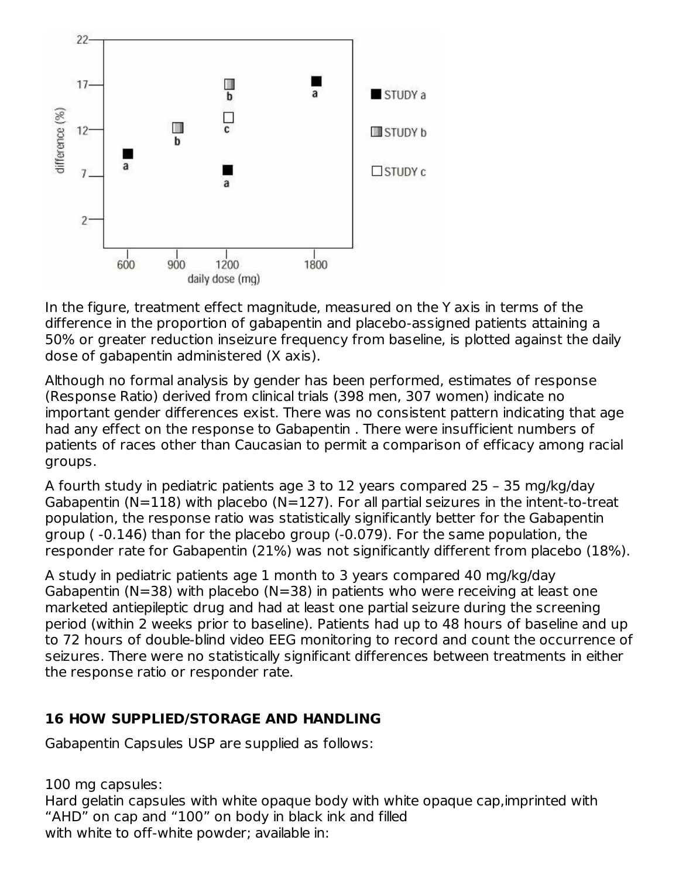In the figure, treatment effect magnitude, measured on the Y axis in terms of the difference in the proportion of gabapentin and placebo-assigned patients attaining a 50% or greater reduction inseizure frequency from baseline, is plotted against the daily dose of gabapentin administered (X axis).

Although no formal analysis by gender has been performed, estimates of response (Response Ratio) derived from clinical trials (398 men, 307 women) indicate no important gender differences exist. There was no consistent pattern indicating that age had any effect on the response to Gabapentin . There were insufficient numbers of patients of races other than Caucasian to permit a comparison of efficacy among racial groups.

A fourth study in pediatric patients age 3 to 12 years compared 25 – 35 mg/kg/day Gabapentin (N=118) with placebo (N=127). For all partial seizures in the intent-to-treat population, the response ratio was statistically significantly better for the Gabapentin group ( -0.146) than for the placebo group (-0.079). For the same population, the responder rate for Gabapentin (21%) was not significantly different from placebo (18%).

A study in pediatric patients age 1 month to 3 years compared 40 mg/kg/day Gabapentin (N=38) with placebo (N=38) in patients who were receiving at least one marketed antiepileptic drug and had at least one partial seizure during the screening period (within 2 weeks prior to baseline). Patients had up to 48 hours of baseline and up to 72 hours of double-blind video EEG monitoring to record and count the occurrence of seizures. There were no statistically significant differences between treatments in either the response ratio or responder rate.

## 16 HOW SUPPLIED/STORAGE AND HANDLING

Gabapentin Capsules USP are supplied as follows:

100 mg capsules:
Hard gelatin capsules with white opaque body with white opaque cap,imprinted with "AHD" on cap and "100" on body in black ink and filled with white to off-white powder; available in: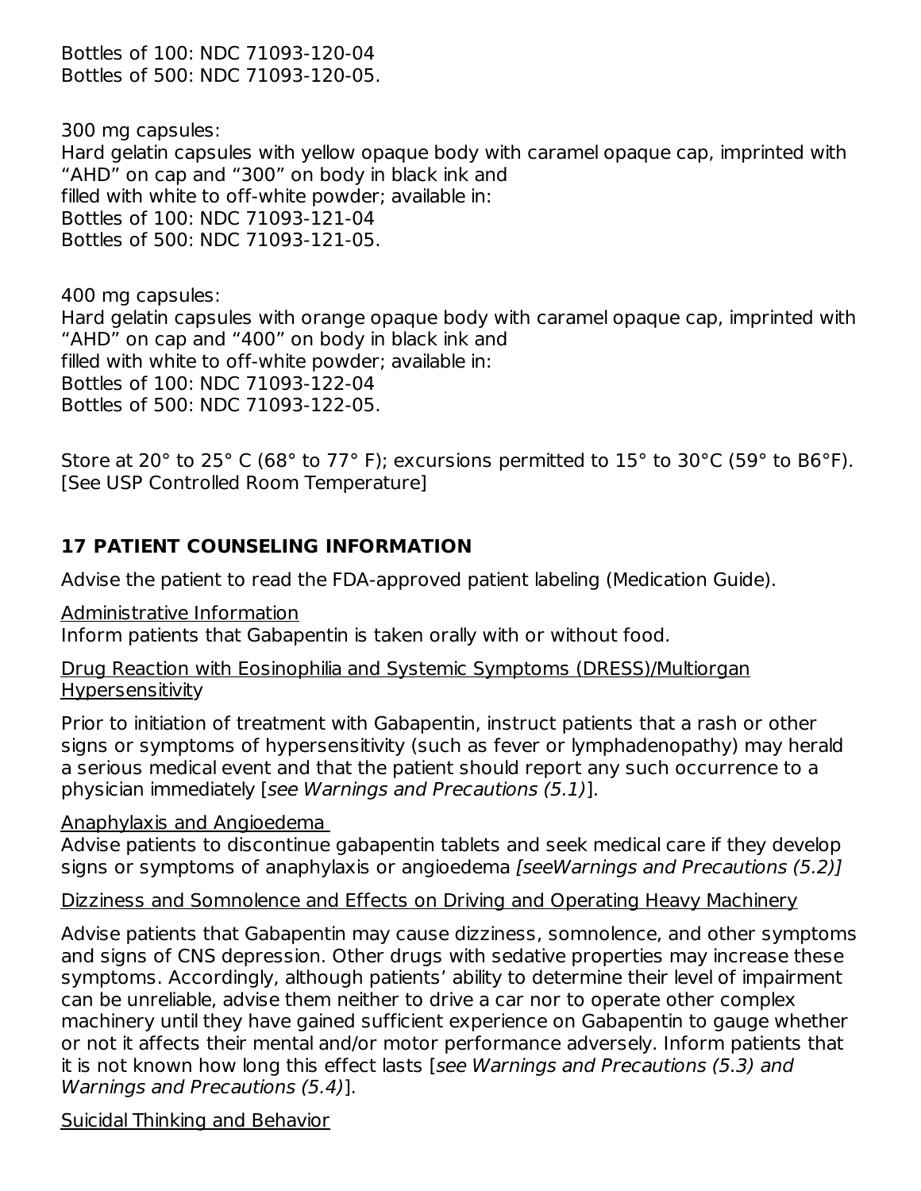Bottles of 100: NDC 71093-120-04
Bottles of 500: NDC 71093-120-05.

300 mg capsules:
Hard gelatin capsules with yellow opaque body with caramel opaque cap, imprinted with "AHD" on cap and "300" on body in black ink and
filled with white to off-white powder; available in:
Bottles of 100: NDC 71093-121-04
Bottles of 500: NDC 71093-121-05.

400 mg capsules:
Hard gelatin capsules with orange opaque body with caramel opaque cap, imprinted with "AHD" on cap and "400" on body in black ink and
filled with white to off-white powder; available in:
Bottles of 100: NDC 71093-122-04
Bottles of 500: NDC 71093-122-05.

Store at 20° to 25° C (68° to 77° F); excursions permitted to 15° to 30°C (59° to B6°F).
[See USP Controlled Room Temperature]

## 17 PATIENT COUNSELING INFORMATION

Advise the patient to read the FDA-approved patient labeling (Medication Guide).

Administrative Information
Inform patients that Gabapentin is taken orally with or without food.

Drug Reaction with Eosinophilia and Systemic Symptoms (DRESS)/Multiorgan Hypersensitivity

Prior to initiation of treatment with Gabapentin, instruct patients that a rash or other signs or symptoms of hypersensitivity (such as fever or lymphadenopathy) may herald a serious medical event and that the patient should report any such occurrence to a physician immediately [*see Warnings and Precautions (5.1)*].

Anaphylaxis and Angioedema
Advise patients to discontinue gabapentin tablets and seek medical care if they develop signs or symptoms of anaphylaxis or angioedema *[seeWarnings and Precautions (5.2)]*

Dizziness and Somnolence and Effects on Driving and Operating Heavy Machinery

Advise patients that Gabapentin may cause dizziness, somnolence, and other symptoms and signs of CNS depression. Other drugs with sedative properties may increase these symptoms. Accordingly, although patients' ability to determine their level of impairment can be unreliable, advise them neither to drive a car nor to operate other complex machinery until they have gained sufficient experience on Gabapentin to gauge whether or not it affects their mental and/or motor performance adversely. Inform patients that it is not known how long this effect lasts [*see Warnings and Precautions (5.3) and Warnings and Precautions (5.4)*].

Suicidal Thinking and Behavior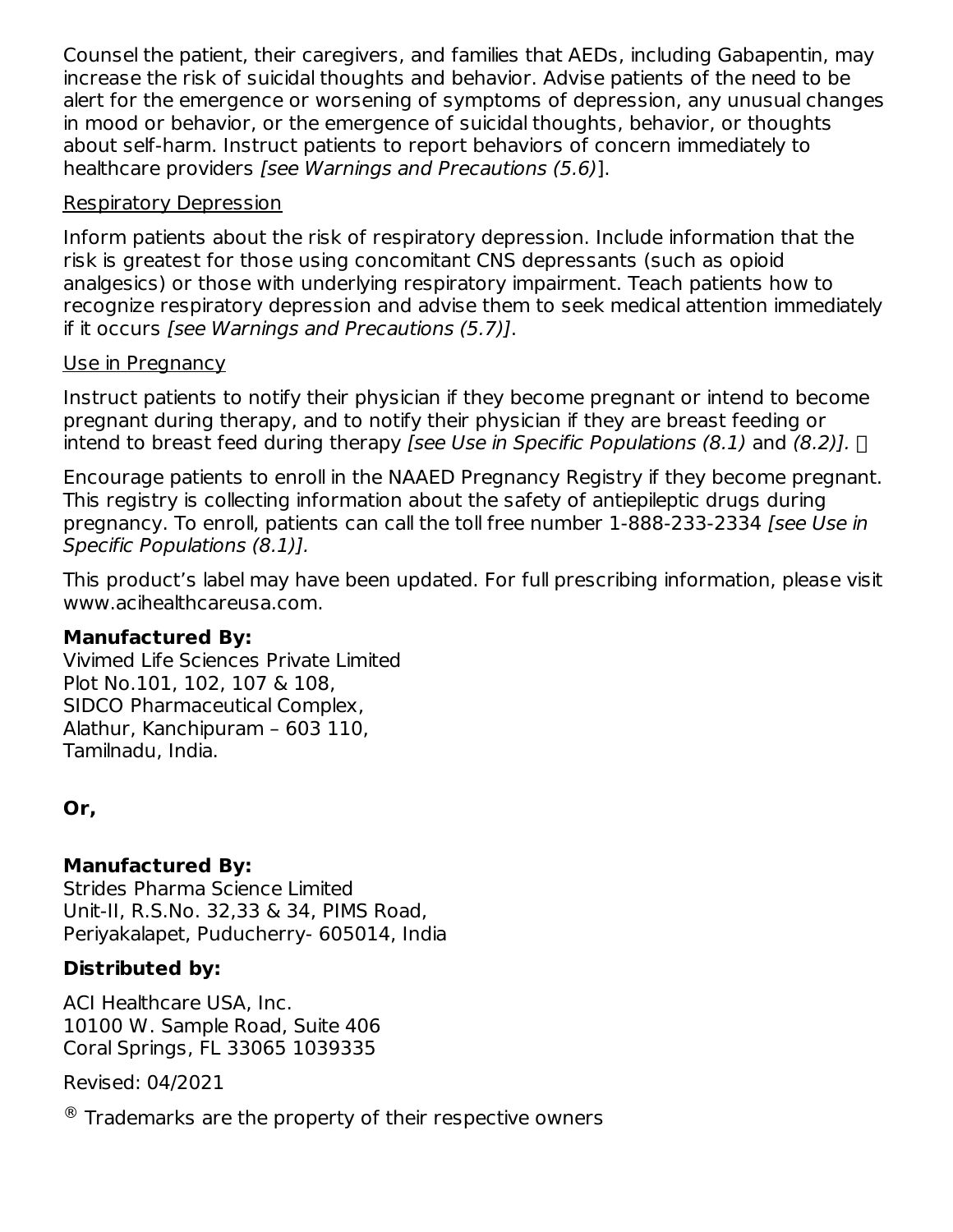Counsel the patient, their caregivers, and families that AEDs, including Gabapentin, may increase the risk of suicidal thoughts and behavior. Advise patients of the need to be alert for the emergence or worsening of symptoms of depression, any unusual changes in mood or behavior, or the emergence of suicidal thoughts, behavior, or thoughts about self-harm. Instruct patients to report behaviors of concern immediately to healthcare providers *[see Warnings and Precautions (5.6)]*.

Respiratory Depression

Inform patients about the risk of respiratory depression. Include information that the risk is greatest for those using concomitant CNS depressants (such as opioid analgesics) or those with underlying respiratory impairment. Teach patients how to recognize respiratory depression and advise them to seek medical attention immediately if it occurs *[see Warnings and Precautions (5.7)]*.

Use in Pregnancy

Instruct patients to notify their physician if they become pregnant or intend to become pregnant during therapy, and to notify their physician if they are breast feeding or intend to breast feed during therapy *[see Use in Specific Populations (8.1)* and *(8.2)]*.

Encourage patients to enroll in the NAAED Pregnancy Registry if they become pregnant. This registry is collecting information about the safety of antiepileptic drugs during pregnancy. To enroll, patients can call the toll free number 1-888-233-2334 *[see Use in Specific Populations (8.1)]*.

This product's label may have been updated. For full prescribing information, please visit www.acihealthcareusa.com.

**Manufactured By:**
Vivimed Life Sciences Private Limited
Plot No.101, 102, 107 & 108,
SIDCO Pharmaceutical Complex,
Alathur, Kanchipuram – 603 110,
Tamilnadu, India.

**Or,**

**Manufactured By:**
Strides Pharma Science Limited
Unit-II, R.S.No. 32,33 & 34, PIMS Road,
Periyakalapet, Puducherry- 605014, India

**Distributed by:**

ACI Healthcare USA, Inc.
10100 W. Sample Road, Suite 406
Coral Springs, FL 33065 1039335

Revised: 04/2021

® Trademarks are the property of their respective owners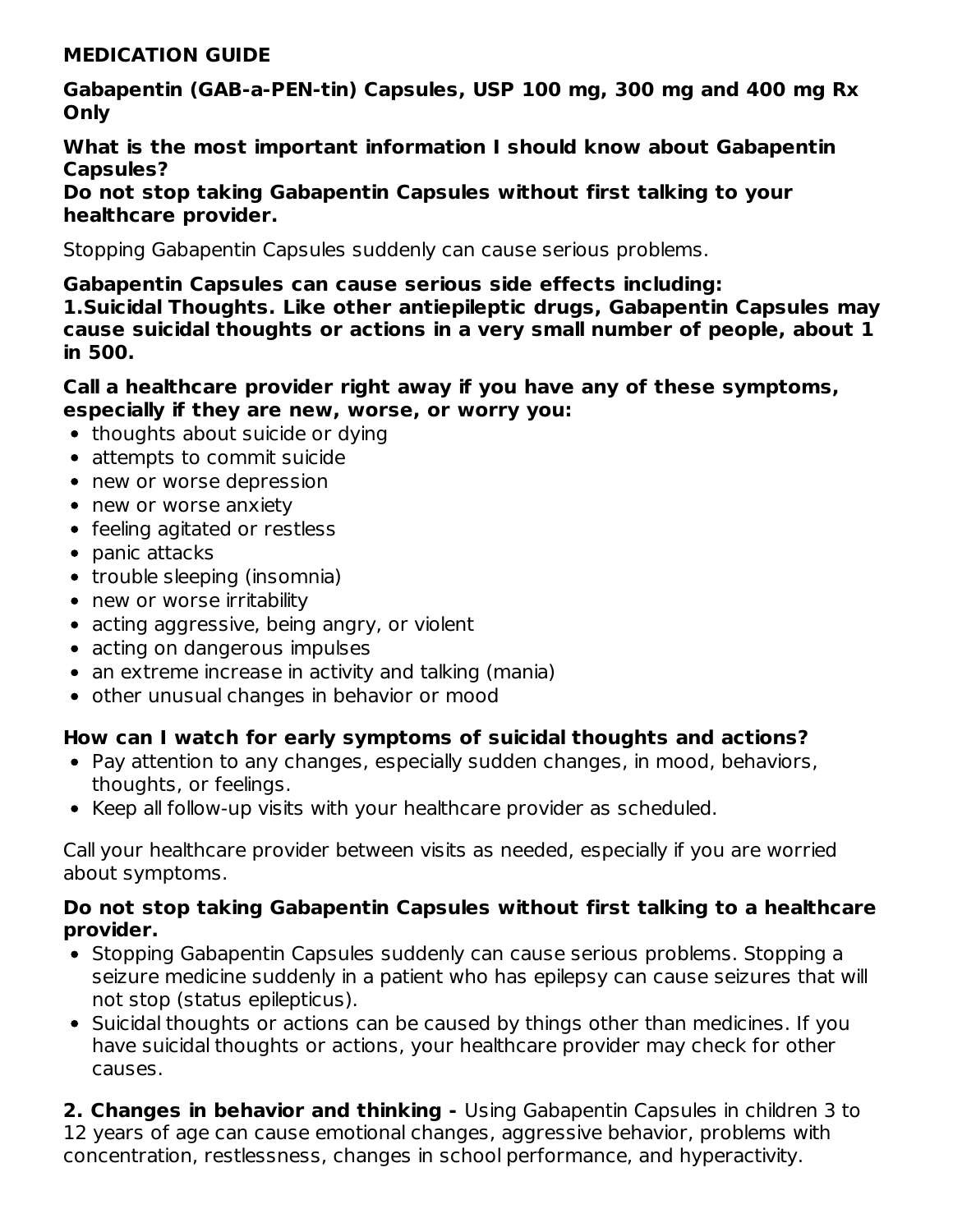**MEDICATION GUIDE**

**Gabapentin (GAB-a-PEN-tin) Capsules, USP 100 mg, 300 mg and 400 mg Rx Only**

**What is the most important information I should know about Gabapentin Capsules?**

**Do not stop taking Gabapentin Capsules without first talking to your healthcare provider.**

Stopping Gabapentin Capsules suddenly can cause serious problems.

**Gabapentin Capsules can cause serious side effects including:**

**1.Suicidal Thoughts. Like other antiepileptic drugs, Gabapentin Capsules may cause suicidal thoughts or actions in a very small number of people, about 1 in 500.**

**Call a healthcare provider right away if you have any of these symptoms, especially if they are new, worse, or worry you:**

- thoughts about suicide or dying
- attempts to commit suicide
- new or worse depression
- new or worse anxiety
- feeling agitated or restless
- panic attacks
- trouble sleeping (insomnia)
- new or worse irritability
- acting aggressive, being angry, or violent
- acting on dangerous impulses
- an extreme increase in activity and talking (mania)
- other unusual changes in behavior or mood

**How can I watch for early symptoms of suicidal thoughts and actions?**

- Pay attention to any changes, especially sudden changes, in mood, behaviors, thoughts, or feelings.
- Keep all follow-up visits with your healthcare provider as scheduled.

Call your healthcare provider between visits as needed, especially if you are worried about symptoms.

**Do not stop taking Gabapentin Capsules without first talking to a healthcare provider.**

- Stopping Gabapentin Capsules suddenly can cause serious problems. Stopping a seizure medicine suddenly in a patient who has epilepsy can cause seizures that will not stop (status epilepticus).
- Suicidal thoughts or actions can be caused by things other than medicines. If you have suicidal thoughts or actions, your healthcare provider may check for other causes.

**2. Changes in behavior and thinking -** Using Gabapentin Capsules in children 3 to 12 years of age can cause emotional changes, aggressive behavior, problems with concentration, restlessness, changes in school performance, and hyperactivity.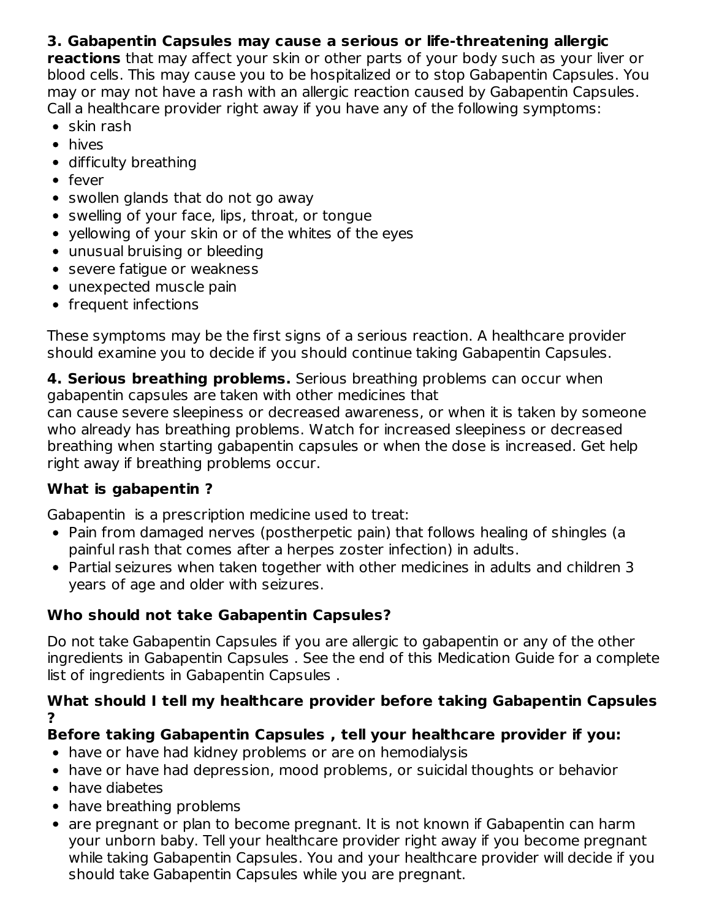**3. Gabapentin Capsules may cause a serious or life-threatening allergic reactions** that may affect your skin or other parts of your body such as your liver or blood cells. This may cause you to be hospitalized or to stop Gabapentin Capsules. You may or may not have a rash with an allergic reaction caused by Gabapentin Capsules. Call a healthcare provider right away if you have any of the following symptoms:

- skin rash
- hives
- difficulty breathing
- fever
- swollen glands that do not go away
- swelling of your face, lips, throat, or tongue
- yellowing of your skin or of the whites of the eyes
- unusual bruising or bleeding
- severe fatigue or weakness
- unexpected muscle pain
- frequent infections

These symptoms may be the first signs of a serious reaction. A healthcare provider should examine you to decide if you should continue taking Gabapentin Capsules.

**4. Serious breathing problems.** Serious breathing problems can occur when gabapentin capsules are taken with other medicines that
can cause severe sleepiness or decreased awareness, or when it is taken by someone who already has breathing problems. Watch for increased sleepiness or decreased breathing when starting gabapentin capsules or when the dose is increased. Get help right away if breathing problems occur.

**What is gabapentin ?**

Gabapentin is a prescription medicine used to treat:

- Pain from damaged nerves (postherpetic pain) that follows healing of shingles (a painful rash that comes after a herpes zoster infection) in adults.
- Partial seizures when taken together with other medicines in adults and children 3 years of age and older with seizures.

**Who should not take Gabapentin Capsules?**

Do not take Gabapentin Capsules if you are allergic to gabapentin or any of the other ingredients in Gabapentin Capsules . See the end of this Medication Guide for a complete list of ingredients in Gabapentin Capsules .

**What should I tell my healthcare provider before taking Gabapentin Capsules ?**

**Before taking Gabapentin Capsules , tell your healthcare provider if you:**

- have or have had kidney problems or are on hemodialysis
- have or have had depression, mood problems, or suicidal thoughts or behavior
- have diabetes
- have breathing problems
- are pregnant or plan to become pregnant. It is not known if Gabapentin can harm your unborn baby. Tell your healthcare provider right away if you become pregnant while taking Gabapentin Capsules. You and your healthcare provider will decide if you should take Gabapentin Capsules while you are pregnant.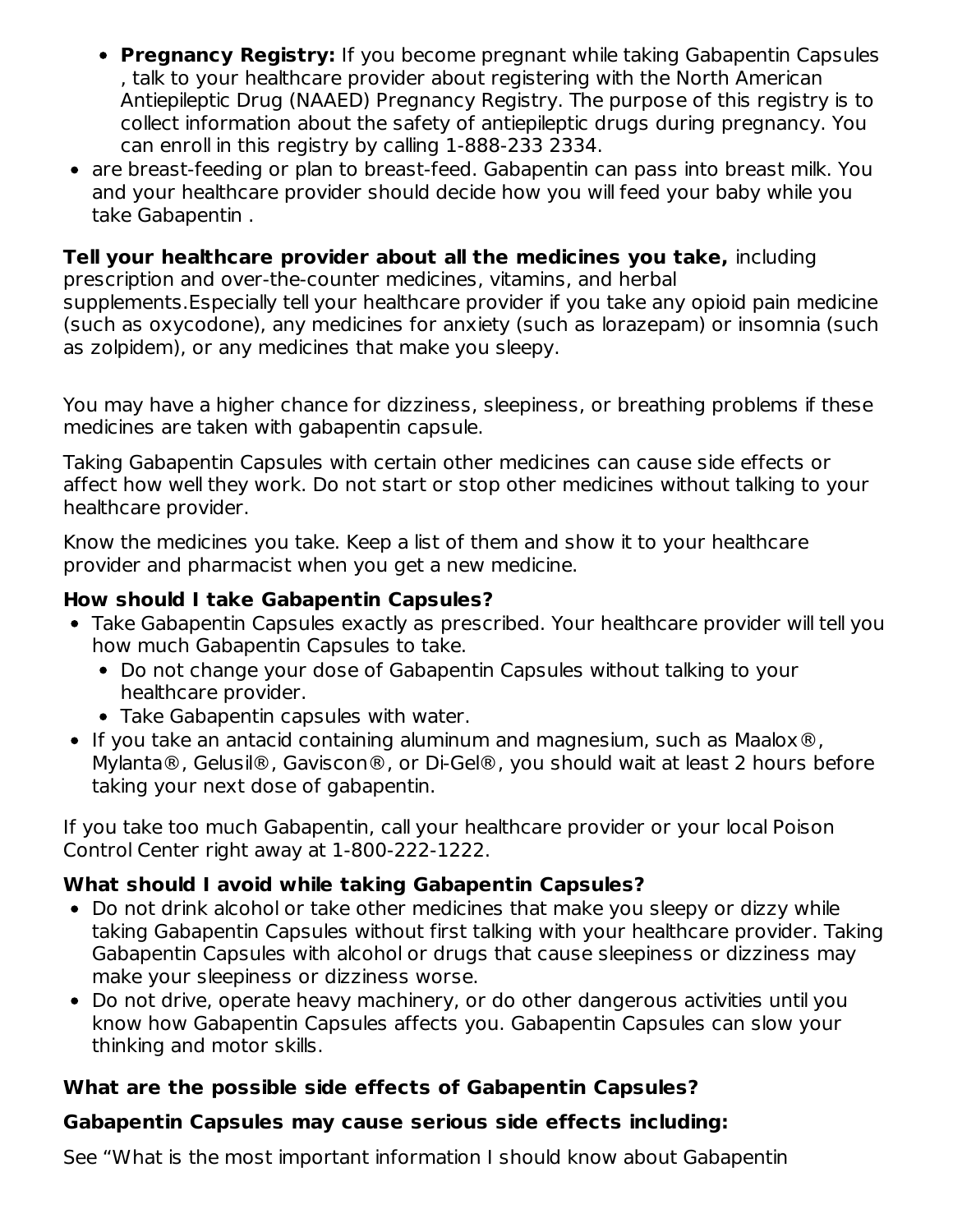- **Pregnancy Registry:** If you become pregnant while taking Gabapentin Capsules , talk to your healthcare provider about registering with the North American Antiepileptic Drug (NAAED) Pregnancy Registry. The purpose of this registry is to collect information about the safety of antiepileptic drugs during pregnancy. You can enroll in this registry by calling 1-888-233 2334.

- are breast-feeding or plan to breast-feed. Gabapentin can pass into breast milk. You and your healthcare provider should decide how you will feed your baby while you take Gabapentin .

**Tell your healthcare provider about all the medicines you take,** including prescription and over-the-counter medicines, vitamins, and herbal supplements.Especially tell your healthcare provider if you take any opioid pain medicine (such as oxycodone), any medicines for anxiety (such as lorazepam) or insomnia (such as zolpidem), or any medicines that make you sleepy.

You may have a higher chance for dizziness, sleepiness, or breathing problems if these medicines are taken with gabapentin capsule.

Taking Gabapentin Capsules with certain other medicines can cause side effects or affect how well they work. Do not start or stop other medicines without talking to your healthcare provider.

Know the medicines you take. Keep a list of them and show it to your healthcare provider and pharmacist when you get a new medicine.

**How should I take Gabapentin Capsules?**

- Take Gabapentin Capsules exactly as prescribed. Your healthcare provider will tell you how much Gabapentin Capsules to take.
  - Do not change your dose of Gabapentin Capsules without talking to your healthcare provider.
  - Take Gabapentin capsules with water.
- If you take an antacid containing aluminum and magnesium, such as Maalox®, Mylanta®, Gelusil®, Gaviscon®, or Di-Gel®, you should wait at least 2 hours before taking your next dose of gabapentin.

If you take too much Gabapentin, call your healthcare provider or your local Poison Control Center right away at 1-800-222-1222.

**What should I avoid while taking Gabapentin Capsules?**

- Do not drink alcohol or take other medicines that make you sleepy or dizzy while taking Gabapentin Capsules without first talking with your healthcare provider. Taking Gabapentin Capsules with alcohol or drugs that cause sleepiness or dizziness may make your sleepiness or dizziness worse.
- Do not drive, operate heavy machinery, or do other dangerous activities until you know how Gabapentin Capsules affects you. Gabapentin Capsules can slow your thinking and motor skills.

**What are the possible side effects of Gabapentin Capsules?**

**Gabapentin Capsules may cause serious side effects including:**

See "What is the most important information I should know about Gabapentin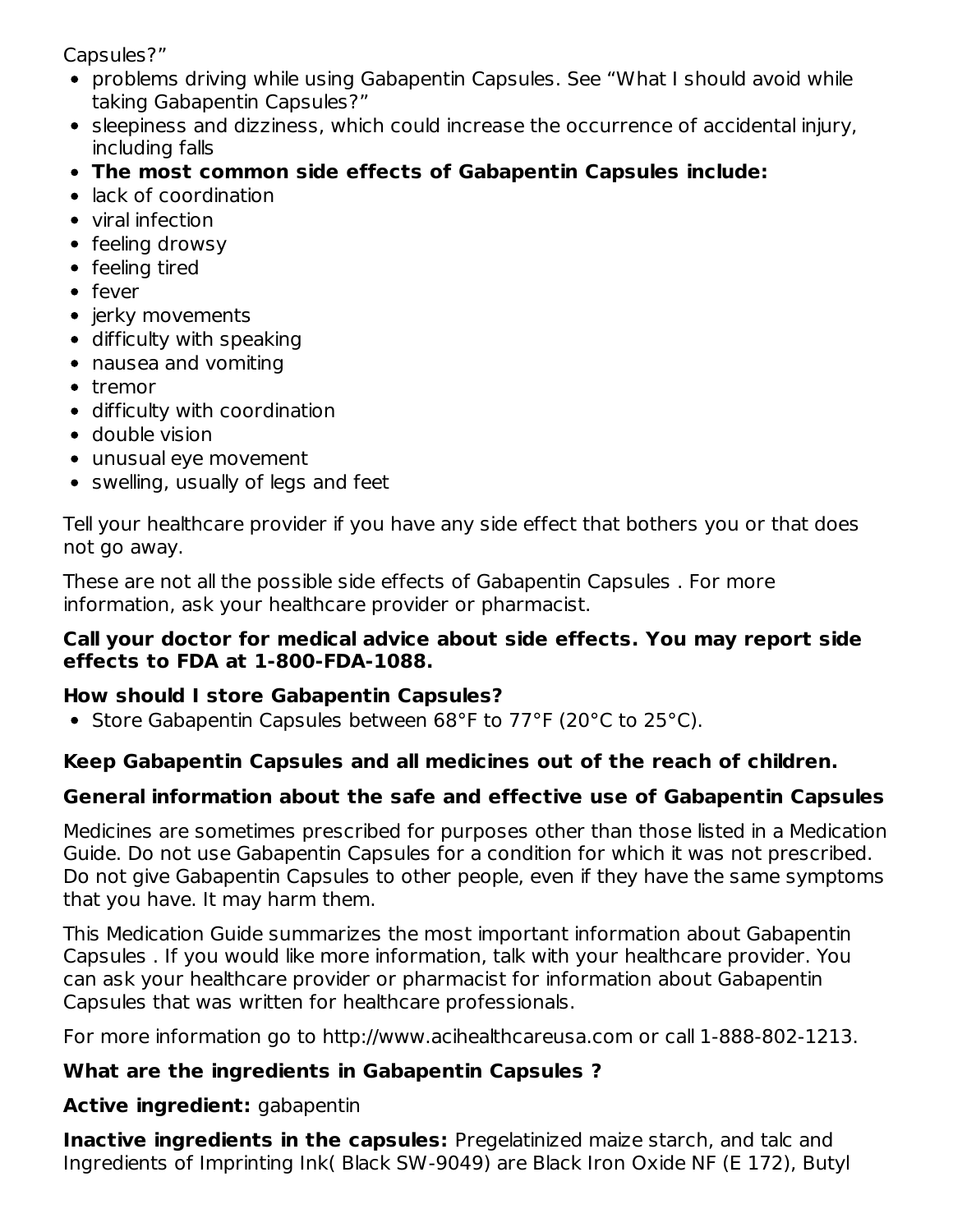Capsules?"

- problems driving while using Gabapentin Capsules. See "What I should avoid while taking Gabapentin Capsules?"
- sleepiness and dizziness, which could increase the occurrence of accidental injury, including falls
- **The most common side effects of Gabapentin Capsules include:**
- lack of coordination
- viral infection
- feeling drowsy
- feeling tired
- fever
- jerky movements
- difficulty with speaking
- nausea and vomiting
- tremor
- difficulty with coordination
- double vision
- unusual eye movement
- swelling, usually of legs and feet

Tell your healthcare provider if you have any side effect that bothers you or that does not go away.

These are not all the possible side effects of Gabapentin Capsules . For more information, ask your healthcare provider or pharmacist.

**Call your doctor for medical advice about side effects. You may report side effects to FDA at 1-800-FDA-1088.**

**How should I store Gabapentin Capsules?**

- Store Gabapentin Capsules between 68°F to 77°F (20°C to 25°C).

**Keep Gabapentin Capsules and all medicines out of the reach of children.**

**General information about the safe and effective use of Gabapentin Capsules**

Medicines are sometimes prescribed for purposes other than those listed in a Medication Guide. Do not use Gabapentin Capsules for a condition for which it was not prescribed. Do not give Gabapentin Capsules to other people, even if they have the same symptoms that you have. It may harm them.

This Medication Guide summarizes the most important information about Gabapentin Capsules . If you would like more information, talk with your healthcare provider. You can ask your healthcare provider or pharmacist for information about Gabapentin Capsules that was written for healthcare professionals.

For more information go to http://www.acihealthcareusa.com or call 1-888-802-1213.

**What are the ingredients in Gabapentin Capsules ?**

**Active ingredient:** gabapentin

**Inactive ingredients in the capsules:** Pregelatinized maize starch, and talc and Ingredients of Imprinting Ink( Black SW-9049) are Black Iron Oxide NF (E 172), Butyl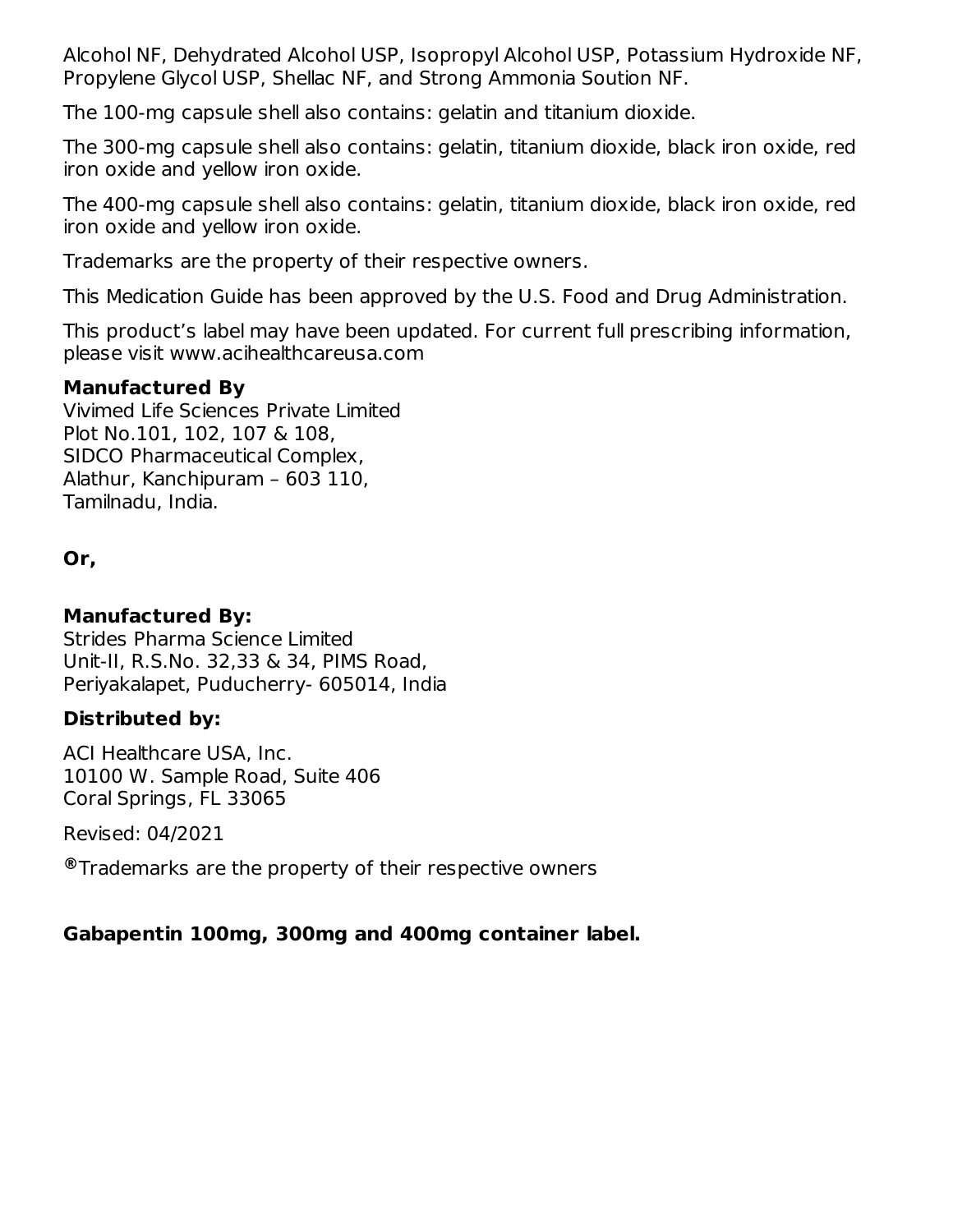Alcohol NF, Dehydrated Alcohol USP, Isopropyl Alcohol USP, Potassium Hydroxide NF, Propylene Glycol USP, Shellac NF, and Strong Ammonia Soution NF.

The 100-mg capsule shell also contains: gelatin and titanium dioxide.

The 300-mg capsule shell also contains: gelatin, titanium dioxide, black iron oxide, red iron oxide and yellow iron oxide.

The 400-mg capsule shell also contains: gelatin, titanium dioxide, black iron oxide, red iron oxide and yellow iron oxide.

Trademarks are the property of their respective owners.

This Medication Guide has been approved by the U.S. Food and Drug Administration.

This product's label may have been updated. For current full prescribing information, please visit www.acihealthcareusa.com

**Manufactured By**
Vivimed Life Sciences Private Limited
Plot No.101, 102, 107 & 108,
SIDCO Pharmaceutical Complex,
Alathur, Kanchipuram – 603 110,
Tamilnadu, India.

**Or,**

**Manufactured By:**
Strides Pharma Science Limited
Unit-II, R.S.No. 32,33 & 34, PIMS Road,
Periyakalapet, Puducherry- 605014, India

**Distributed by:**

ACI Healthcare USA, Inc.
10100 W. Sample Road, Suite 406
Coral Springs, FL 33065

Revised: 04/2021

®Trademarks are the property of their respective owners

**Gabapentin 100mg, 300mg and 400mg container label.**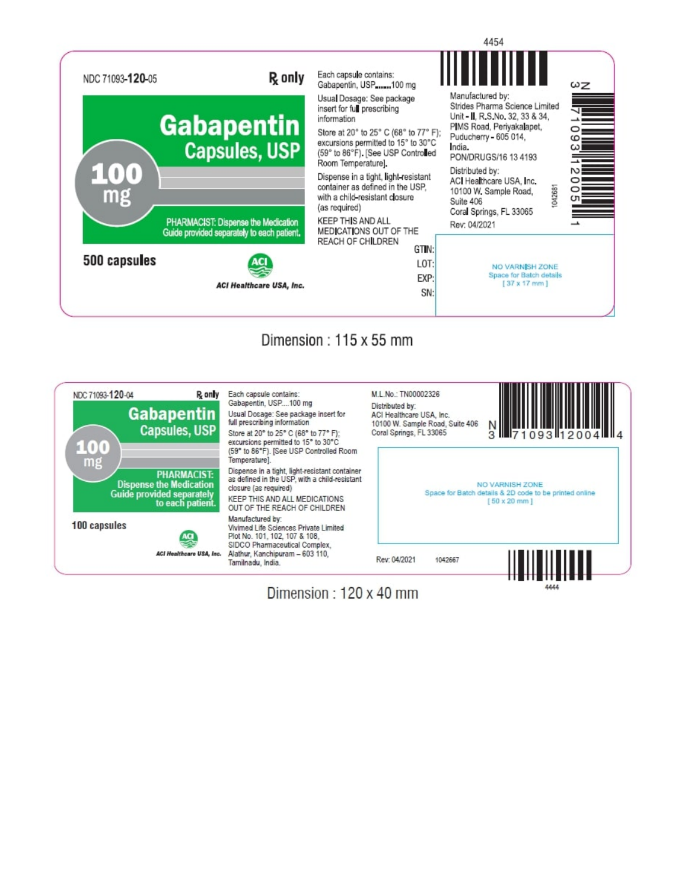NDC 71093-**120**-05

℞ only

# Gabapentin Capsules, USP

**100 mg**

PHARMACIST: Dispense the Medication Guide provided separately to each patient.

**500 capsules**

ACI Healthcare USA, Inc.

Each capsule contains:
Gabapentin, USP.......100 mg

Usual Dosage: See package insert for full prescribing information

Store at 20° to 25° C (68° to 77° F); excursions permitted to 15° to 30°C (59° to 86°F). [See USP Controlled Room Temperature].

Dispense in a tight, light-resistant container as defined in the USP, with a child-resistant closure (as required)

KEEP THIS AND ALL MEDICATIONS OUT OF THE REACH OF CHILDREN

Manufactured by:
Strides Pharma Science Limited
Unit - II, R.S.No. 32, 33 & 34,
PIMS Road, Periyakalapet,
Puducherry - 605 014,
India.
PON/DRUGS/16 13 4193

Distributed by:
ACI Healthcare USA, Inc.
10100 W. Sample Road,
Suite 406
Coral Springs, FL 33065

Rev: 04/2021

1042681

4454

N 3 71093 12005 1

GTIN:
LOT:
EXP:
SN:

NO VARNISH ZONE
Space for Batch details
[ 37 x 17 mm ]

Dimension : 115 x 55 mm

---

NDC 71093-**120**-04

℞ only

# Gabapentin Capsules, USP

**100 mg**

PHARMACIST: Dispense the Medication Guide provided separately to each patient.

**100 capsules**

ACI Healthcare USA, Inc.

Each capsule contains:
Gabapentin, USP....100 mg

Usual Dosage: See package insert for full prescribing information

Store at 20° to 25° C (68° to 77° F); excursions permitted to 15° to 30°C (59° to 86°F). [See USP Controlled Room Temperature].

Dispense in a tight, light-resistant container as defined in the USP, with a child-resistant closure (as required)

KEEP THIS AND ALL MEDICATIONS OUT OF THE REACH OF CHILDREN

Manufactured by:
Vivimed Life Sciences Private Limited
Plot No. 101, 102, 107 & 108,
SIDCO Pharmaceutical Complex,
Alathur, Kanchipuram – 603 110,
Tamilnadu, India.

M.L.No.: TN00002326

Distributed by:
ACI Healthcare USA, Inc.
10100 W. Sample Road, Suite 406
Coral Springs, FL 33065

N 3 71093 12004 4

NO VARNISH ZONE
Space for Batch details & 2D code to be printed online
[ 50 x 20 mm ]

Rev: 04/2021    1042667

4444

Dimension : 120 x 40 mm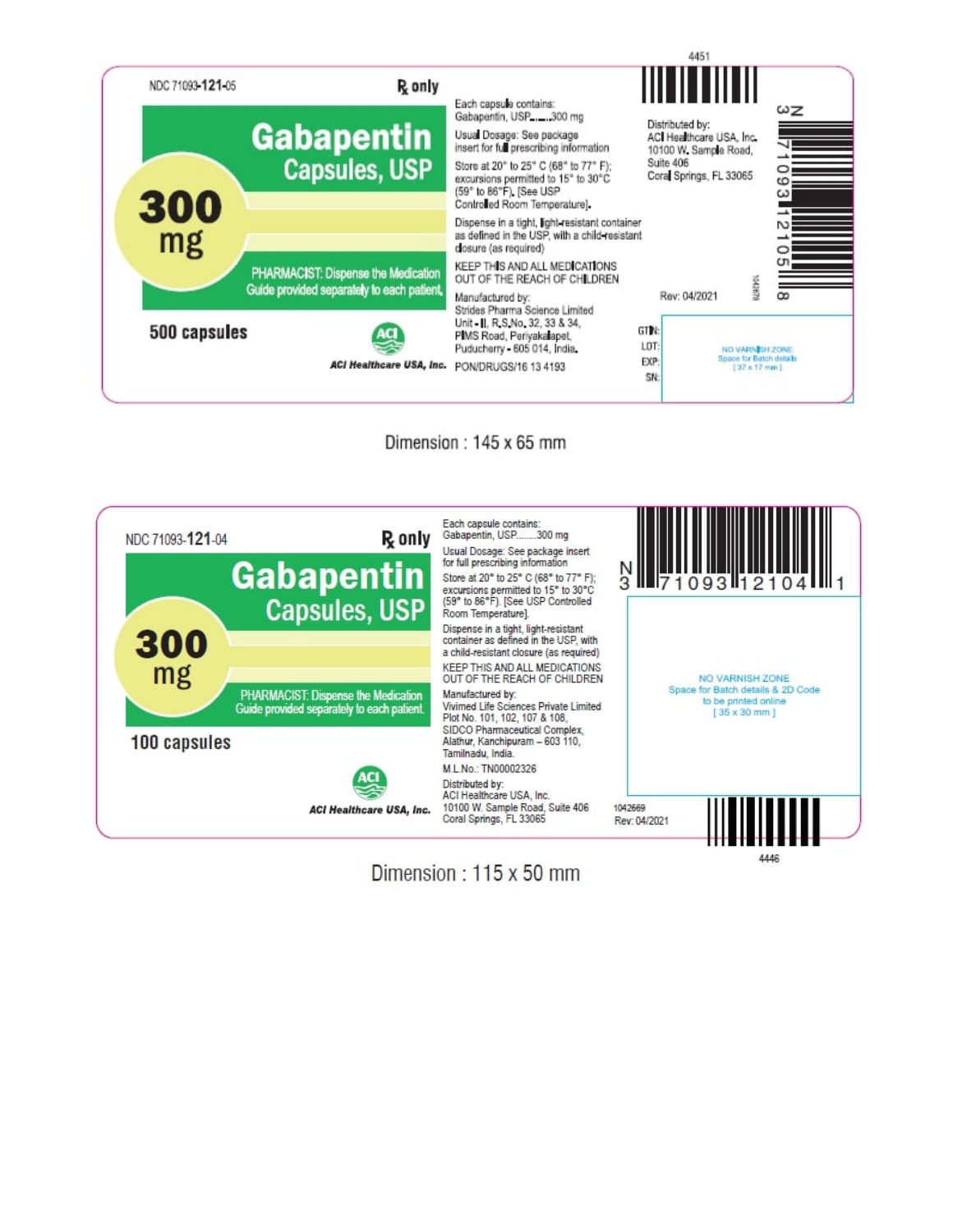NDC 71093-121-05

℞ only

**Gabapentin Capsules, USP**

**300 mg**

PHARMACIST: Dispense the Medication Guide provided separately to each patient.

**500 capsules**

ACI Healthcare USA, Inc.

Each capsule contains: Gabapentin, USP........300 mg

Usual Dosage: See package insert for full prescribing information

Store at 20° to 25° C (68° to 77° F); excursions permitted to 15° to 30°C (59° to 86°F). [See USP Controlled Room Temperature].

Dispense in a tight, light-resistant container as defined in the USP, with a child-resistant closure (as required)

KEEP THIS AND ALL MEDICATIONS OUT OF THE REACH OF CHILDREN

Manufactured by:
Strides Pharma Science Limited
Unit - II, R.S.No. 32, 33 & 34,
PIMS Road, Periyakalapet,
Puducherry - 605 014, India.

PON/DRUGS/16 13 4193

Distributed by:
ACI Healthcare USA, Inc.
10100 W. Sample Road,
Suite 406
Coral Springs, FL 33065

Rev: 04/2021

N 3 71093 12105 8

4451

GTIN:
LOT:
EXP:
SN:

NO VARNISH ZONE
Space for Batch details
[ 37 x 17 mm ]

Dimension : 145 x 65 mm

NDC 71093-121-04

℞ only

**Gabapentin Capsules, USP**

**300 mg**

PHARMACIST: Dispense the Medication Guide provided separately to each patient.

**100 capsules**

ACI Healthcare USA, Inc.

Each capsule contains: Gabapentin, USP........300 mg

Usual Dosage: See package insert for full prescribing information

Store at 20° to 25° C (68° to 77° F); excursions permitted to 15° to 30°C (59° to 86°F). [See USP Controlled Room Temperature].

Dispense in a tight, light-resistant container as defined in the USP, with a child-resistant closure (as required)

KEEP THIS AND ALL MEDICATIONS OUT OF THE REACH OF CHILDREN

Manufactured by:
Vivimed Life Sciences Private Limited
Plot No. 101, 102, 107 & 108,
SIDCO Pharmaceutical Complex,
Alathur, Kanchipuram – 603 110,
Tamilnadu, India.

M.L.No.: TN00002326

Distributed by:
ACI Healthcare USA, Inc.
10100 W. Sample Road, Suite 406
Coral Springs, FL 33065

N 3 71093 12104 1

NO VARNISH ZONE
Space for Batch details & 2D Code to be printed online
[ 35 x 30 mm ]

1042669
Rev: 04/2021

4446

Dimension : 115 x 50 mm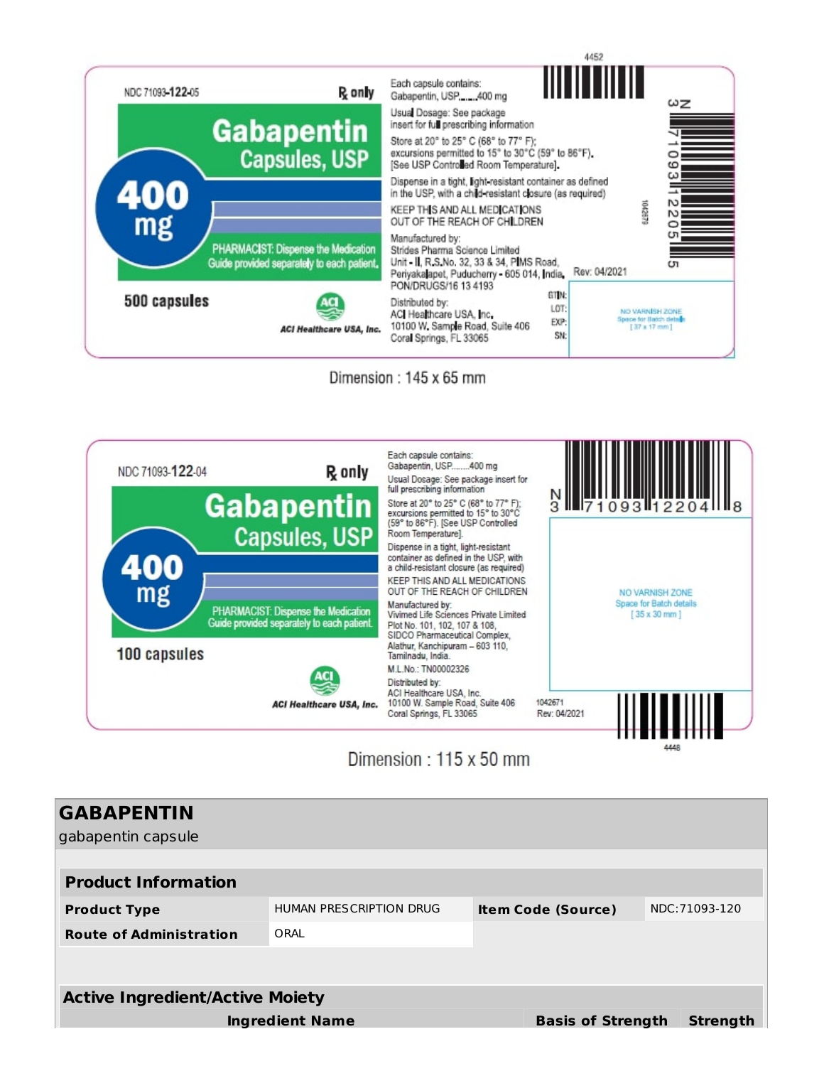NDC 71093-122-05

℞ only

**Gabapentin Capsules, USP**

**400 mg**

PHARMACIST: Dispense the Medication Guide provided separately to each patient.

**500 capsules**

ACI Healthcare USA, Inc.

Each capsule contains:
Gabapentin, USP..........400 mg

Usual Dosage: See package insert for full prescribing information

Store at 20° to 25° C (68° to 77° F); excursions permitted to 15° to 30°C (59° to 86°F). [See USP Controlled Room Temperature].

Dispense in a tight, light-resistant container as defined in the USP, with a child-resistant closure (as required)

KEEP THIS AND ALL MEDICATIONS OUT OF THE REACH OF CHILDREN

Manufactured by:
Strides Pharma Science Limited
Unit - II, R.S.No. 32, 33 & 34, PIMS Road, Periyakalapet, Puducherry - 605 014, India.
PON/DRUGS/16 13 4193

Distributed by:
ACI Healthcare USA, Inc.
10100 W. Sample Road, Suite 406
Coral Springs, FL 33065

Rev: 04/2021

GTIN:
LOT:
EXP:
SN:

NO VARNISH ZONE
Space for Batch details
[ 37 x 17 mm ]

4452

1042579

N 3 71093 12205 5

Dimension : 145 x 65 mm

NDC 71093-122-04

℞ only

**Gabapentin Capsules, USP**

**400 mg**

PHARMACIST: Dispense the Medication Guide provided separately to each patient.

**100 capsules**

ACI Healthcare USA, Inc.

Each capsule contains:
Gabapentin, USP........400 mg

Usual Dosage: See package insert for full prescribing information

Store at 20° to 25° C (68° to 77° F); excursions permitted to 15° to 30°C (59° to 86°F). [See USP Controlled Room Temperature].

Dispense in a tight, light-resistant container as defined in the USP, with a child-resistant closure (as required)

KEEP THIS AND ALL MEDICATIONS OUT OF THE REACH OF CHILDREN

Manufactured by:
Vivimed Life Sciences Private Limited
Plot No. 101, 102, 107 & 108, SIDCO Pharmaceutical Complex, Alathur, Kanchipuram – 603 110, Tamilnadu, India.

M.L.No.: TN00002326

Distributed by:
ACI Healthcare USA, Inc.
10100 W. Sample Road, Suite 406
Coral Springs, FL 33065

1042671
Rev: 04/2021

N 3 71093 12204 8

NO VARNISH ZONE
Space for Batch details
[ 35 x 30 mm ]

4448

Dimension : 115 x 50 mm

# GABAPENTIN

gabapentin capsule

| **Product Information** | | | |
|---|---|---|---|
| **Product Type** | HUMAN PRESCRIPTION DRUG | **Item Code (Source)** | NDC:71093-120 |
| **Route of Administration** | ORAL | | |

| **Active Ingredient/Active Moiety** | | |
|---|---|---|
| **Ingredient Name** | **Basis of Strength** | **Strength** |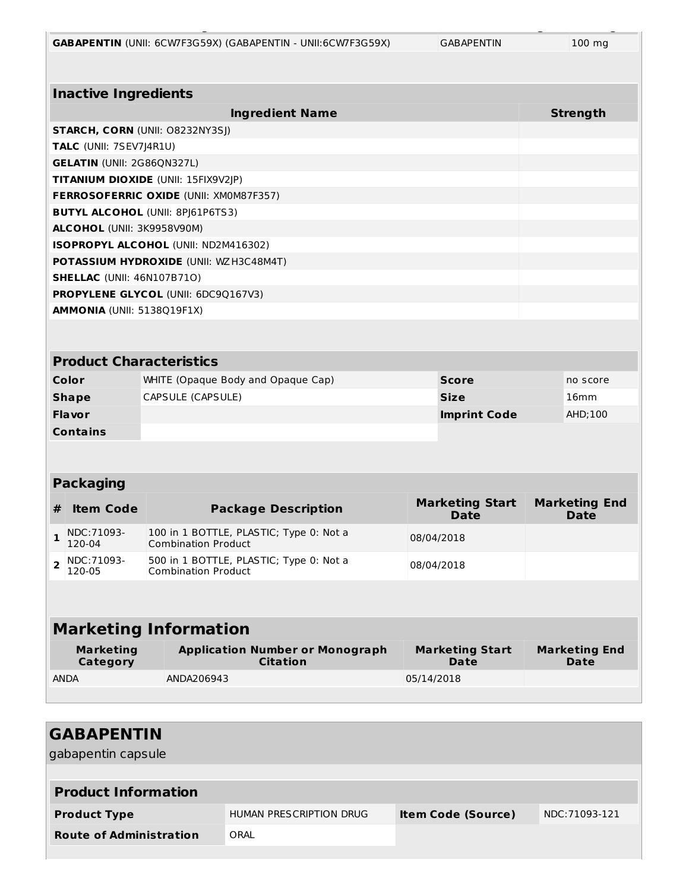| GABAPENTIN (UNII: 6CW7F3G59X) (GABAPENTIN - UNII:6CW7F3G59X) | GABAPENTIN | 100 mg |
|---|---|---|

| Inactive Ingredients | |
|---|---|
| **Ingredient Name** | **Strength** |
| **STARCH, CORN** (UNII: O8232NY3SJ) | |
| **TALC** (UNII: 7SEV7J4R1U) | |
| **GELATIN** (UNII: 2G86QN327L) | |
| **TITANIUM DIOXIDE** (UNII: 15FIX9V2JP) | |
| **FERROSOFERRIC OXIDE** (UNII: XM0M87F357) | |
| **BUTYL ALCOHOL** (UNII: 8PJ61P6TS3) | |
| **ALCOHOL** (UNII: 3K9958V90M) | |
| **ISOPROPYL ALCOHOL** (UNII: ND2M416302) | |
| **POTASSIUM HYDROXIDE** (UNII: WZH3C48M4T) | |
| **SHELLAC** (UNII: 46N107B71O) | |
| **PROPYLENE GLYCOL** (UNII: 6DC9Q167V3) | |
| **AMMONIA** (UNII: 5138Q19F1X) | |

| Product Characteristics | | | |
|---|---|---|---|
| **Color** | WHITE (Opaque Body and Opaque Cap) | **Score** | no score |
| **Shape** | CAPSULE (CAPSULE) | **Size** | 16mm |
| **Flavor** | | **Imprint Code** | AHD;100 |
| **Contains** | | | |

| Packaging | | | | |
|---|---|---|---|---|
| **#** | **Item Code** | **Package Description** | **Marketing Start Date** | **Marketing End Date** |
| 1 | NDC:71093-120-04 | 100 in 1 BOTTLE, PLASTIC; Type 0: Not a Combination Product | 08/04/2018 | |
| 2 | NDC:71093-120-05 | 500 in 1 BOTTLE, PLASTIC; Type 0: Not a Combination Product | 08/04/2018 | |

| Marketing Information | | | |
|---|---|---|---|
| **Marketing Category** | **Application Number or Monograph Citation** | **Marketing Start Date** | **Marketing End Date** |
| ANDA | ANDA206943 | 05/14/2018 | |

## GABAPENTIN

gabapentin capsule

| Product Information | | | |
|---|---|---|---|
| **Product Type** | HUMAN PRESCRIPTION DRUG | **Item Code (Source)** | NDC:71093-121 |
| **Route of Administration** | ORAL | | |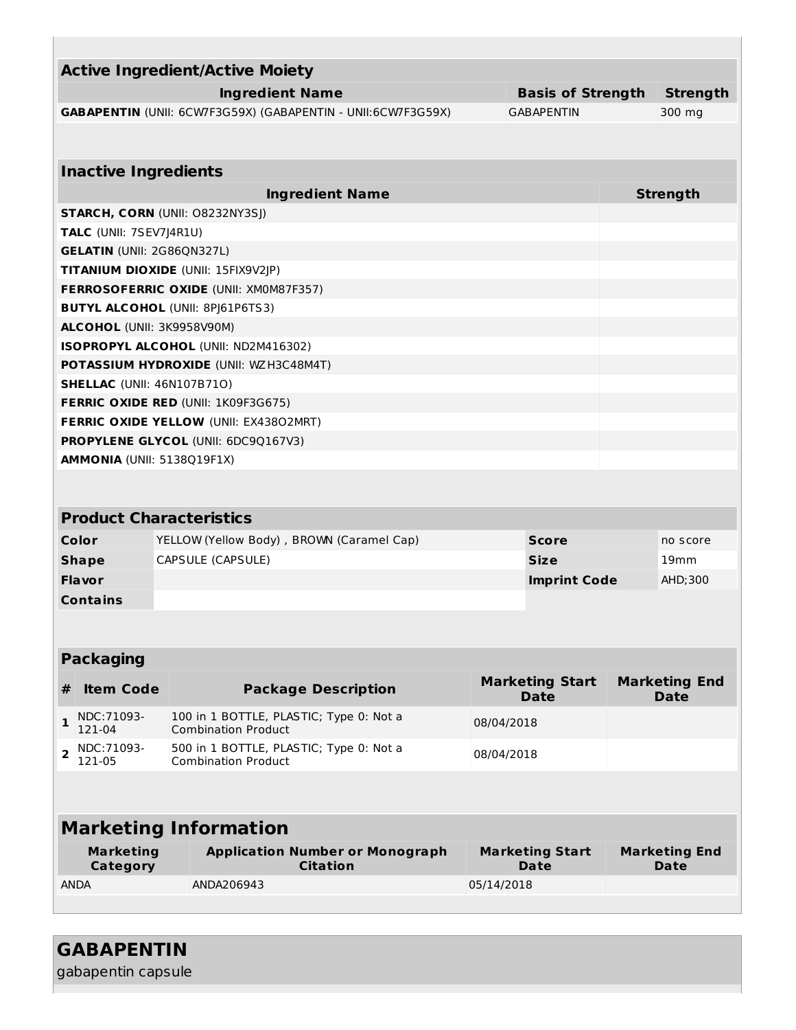| Active Ingredient/Active Moiety | | |
|---|---|---|
| **Ingredient Name** | **Basis of Strength** | **Strength** |
| **GABAPENTIN** (UNII: 6CW7F3G59X) (GABAPENTIN - UNII:6CW7F3G59X) | GABAPENTIN | 300 mg |

| Inactive Ingredients | |
|---|---|
| **Ingredient Name** | **Strength** |
| **STARCH, CORN** (UNII: O8232NY3SJ) | |
| **TALC** (UNII: 7SEV7J4R1U) | |
| **GELATIN** (UNII: 2G86QN327L) | |
| **TITANIUM DIOXIDE** (UNII: 15FIX9V2JP) | |
| **FERROSOFERRIC OXIDE** (UNII: XM0M87F357) | |
| **BUTYL ALCOHOL** (UNII: 8PJ61P6TS3) | |
| **ALCOHOL** (UNII: 3K9958V90M) | |
| **ISOPROPYL ALCOHOL** (UNII: ND2M416302) | |
| **POTASSIUM HYDROXIDE** (UNII: WZH3C48M4T) | |
| **SHELLAC** (UNII: 46N107B71O) | |
| **FERRIC OXIDE RED** (UNII: 1K09F3G675) | |
| **FERRIC OXIDE YELLOW** (UNII: EX438O2MRT) | |
| **PROPYLENE GLYCOL** (UNII: 6DC9Q167V3) | |
| **AMMONIA** (UNII: 5138Q19F1X) | |

| Product Characteristics | | | |
|---|---|---|---|
| **Color** | YELLOW (Yellow Body) , BROWN (Caramel Cap) | **Score** | no score |
| **Shape** | CAPSULE (CAPSULE) | **Size** | 19mm |
| **Flavor** | | **Imprint Code** | AHD;300 |
| **Contains** | | | |

| Packaging | | | | |
|---|---|---|---|---|
| **#** | **Item Code** | **Package Description** | **Marketing Start Date** | **Marketing End Date** |
| 1 | NDC:71093-121-04 | 100 in 1 BOTTLE, PLASTIC; Type 0: Not a Combination Product | 08/04/2018 | |
| 2 | NDC:71093-121-05 | 500 in 1 BOTTLE, PLASTIC; Type 0: Not a Combination Product | 08/04/2018 | |

| Marketing Information | | | |
|---|---|---|---|
| **Marketing Category** | **Application Number or Monograph Citation** | **Marketing Start Date** | **Marketing End Date** |
| ANDA | ANDA206943 | 05/14/2018 | |

## GABAPENTIN

gabapentin capsule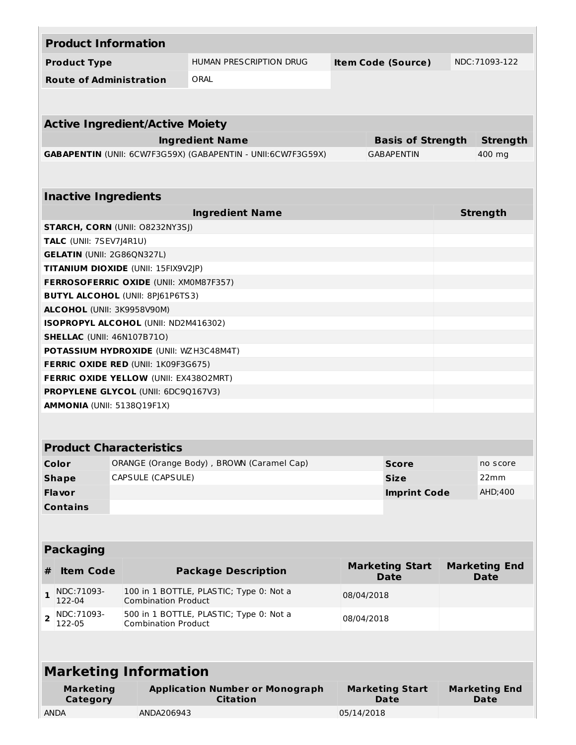| Product Information | | | |
|---|---|---|---|
| **Product Type** | HUMAN PRESCRIPTION DRUG | **Item Code (Source)** | NDC:71093-122 |
| **Route of Administration** | ORAL | | |

| Active Ingredient/Active Moiety | | |
|---|---|---|
| **Ingredient Name** | **Basis of Strength** | **Strength** |
| **GABAPENTIN** (UNII: 6CW7F3G59X) (GABAPENTIN - UNII:6CW7F3G59X) | GABAPENTIN | 400 mg |

| Inactive Ingredients | |
|---|---|
| **Ingredient Name** | **Strength** |
| **STARCH, CORN** (UNII: O8232NY3SJ) | |
| **TALC** (UNII: 7SEV7J4R1U) | |
| **GELATIN** (UNII: 2G86QN327L) | |
| **TITANIUM DIOXIDE** (UNII: 15FIX9V2JP) | |
| **FERROSOFERRIC OXIDE** (UNII: XM0M87F357) | |
| **BUTYL ALCOHOL** (UNII: 8PJ61P6TS3) | |
| **ALCOHOL** (UNII: 3K9958V90M) | |
| **ISOPROPYL ALCOHOL** (UNII: ND2M416302) | |
| **SHELLAC** (UNII: 46N107B71O) | |
| **POTASSIUM HYDROXIDE** (UNII: WZH3C48M4T) | |
| **FERRIC OXIDE RED** (UNII: 1K09F3G675) | |
| **FERRIC OXIDE YELLOW** (UNII: EX438O2MRT) | |
| **PROPYLENE GLYCOL** (UNII: 6DC9Q167V3) | |
| **AMMONIA** (UNII: 5138Q19F1X) | |

| Product Characteristics | | | |
|---|---|---|---|
| **Color** | ORANGE (Orange Body) , BROWN (Caramel Cap) | **Score** | no score |
| **Shape** | CAPSULE (CAPSULE) | **Size** | 22mm |
| **Flavor** | | **Imprint Code** | AHD;400 |
| **Contains** | | | |

| Packaging | | | | |
|---|---|---|---|---|
| **#** | **Item Code** | **Package Description** | **Marketing Start Date** | **Marketing End Date** |
| **1** | NDC:71093-122-04 | 100 in 1 BOTTLE, PLASTIC; Type 0: Not a Combination Product | 08/04/2018 | |
| **2** | NDC:71093-122-05 | 500 in 1 BOTTLE, PLASTIC; Type 0: Not a Combination Product | 08/04/2018 | |

| Marketing Information | | | |
|---|---|---|---|
| **Marketing Category** | **Application Number or Monograph Citation** | **Marketing Start Date** | **Marketing End Date** |
| ANDA | ANDA206943 | 05/14/2018 | |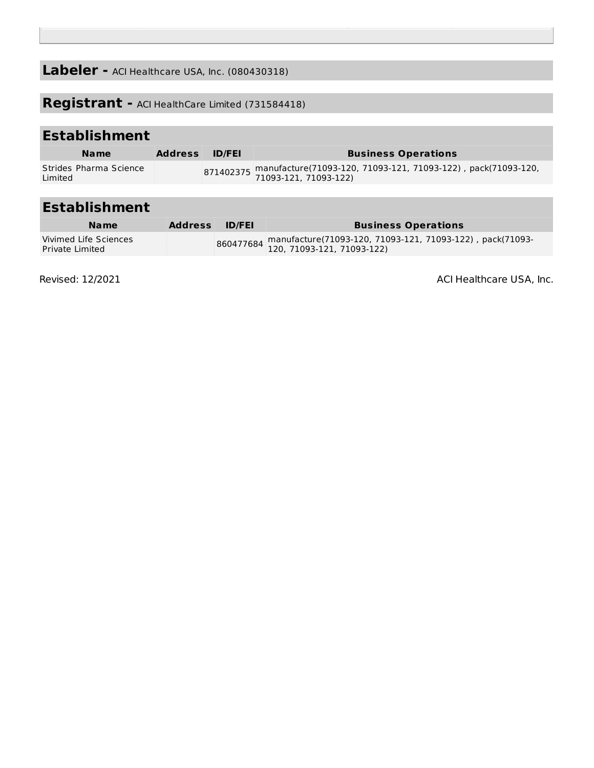**Labeler -** ACI Healthcare USA, Inc. (080430318)

**Registrant -** ACI HealthCare Limited (731584418)

| Establishment | | | |
|---|---|---|---|
| **Name** | **Address** | **ID/FEI** | **Business Operations** |
| Strides Pharma Science Limited | | 871402375 | manufacture(71093-120, 71093-121, 71093-122) , pack(71093-120, 71093-121, 71093-122) |

| Establishment | | | |
|---|---|---|---|
| **Name** | **Address** | **ID/FEI** | **Business Operations** |
| Vivimed Life Sciences Private Limited | | 860477684 | manufacture(71093-120, 71093-121, 71093-122) , pack(71093-120, 71093-121, 71093-122) |

Revised: 12/2021

ACI Healthcare USA, Inc.